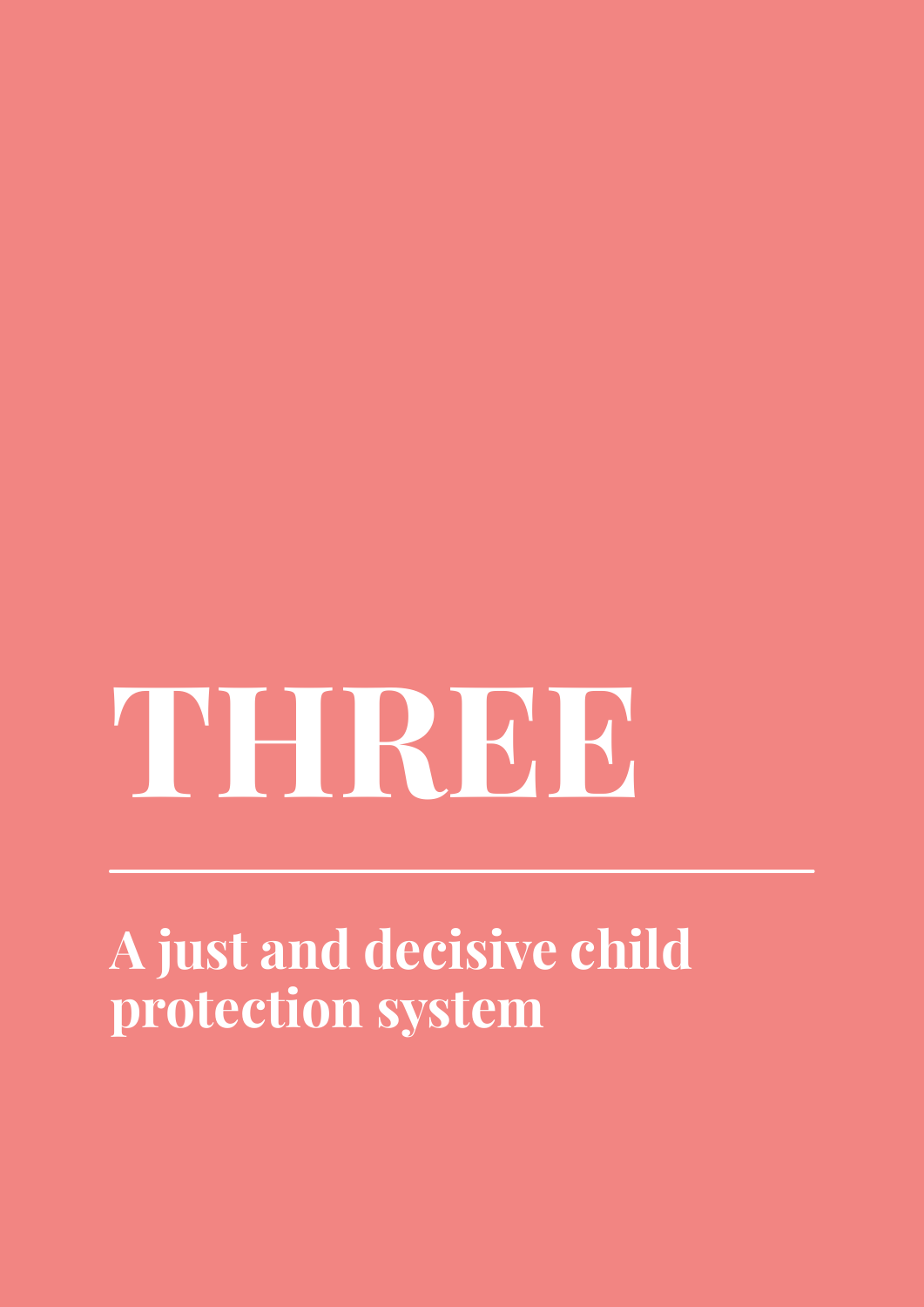# THREE

## A just and decisive child protection system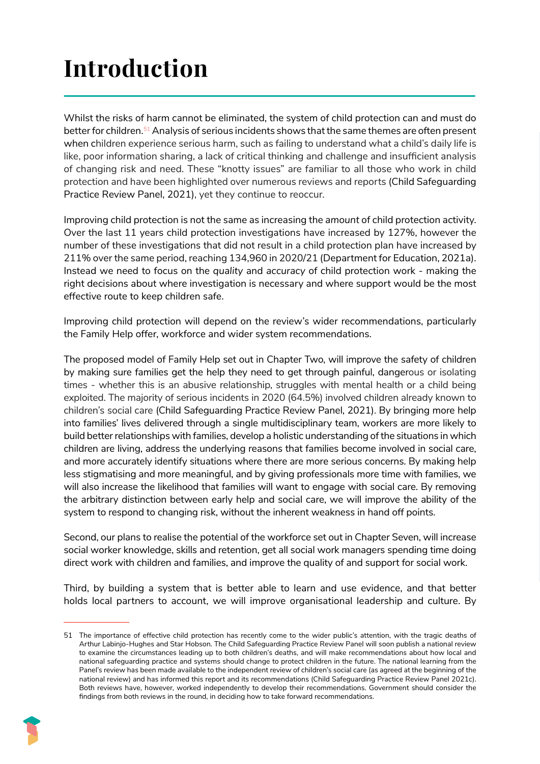# Introduction

Whilst the risks of harm cannot be eliminated, the system of child protection can and must do better for children.[51] Analysis of serious incidents shows that the same themes are often present when children experience serious harm, such as failing to understand what a child's daily life is like, poor information sharing, a lack of critical thinking and challenge and insufficient analysis of changing risk and need. These "knotty issues" are familiar to all those who work in child protection and have been highlighted over numerous reviews and reports (Child Safeguarding Practice Review Panel, 2021), yet they continue to reoccur.

Improving child protection is not the same as increasing the *amount* of child protection activity. Over the last 11 years child protection investigations have increased by 127%, however the number of these investigations that did not result in a child protection plan have increased by 211% over the same period, reaching 134,960 in 2020/21 (Department for Education, 2021a). Instead we need to focus on the *quality* and *accuracy* of child protection work - making the right decisions about where investigation is necessary and where support would be the most effective route to keep children safe.

Improving child protection will depend on the review's wider recommendations, particularly the Family Help offer, workforce and wider system recommendations.

The proposed model of Family Help set out in Chapter Two, will improve the safety of children by making sure families get the help they need to get through painful, dangerous or isolating times - whether this is an abusive relationship, struggles with mental health or a child being exploited. The majority of serious incidents in 2020 (64.5%) involved children already known to children's social care (Child Safeguarding Practice Review Panel, 2021). By bringing more help into families' lives delivered through a single multidisciplinary team, workers are more likely to build better relationships with families, develop a holistic understanding of the situations in which children are living, address the underlying reasons that families become involved in social care, and more accurately identify situations where there are more serious concerns. By making help less stigmatising and more meaningful, and by giving professionals more time with families, we will also increase the likelihood that families will want to engage with social care. By removing the arbitrary distinction between early help and social care, we will improve the ability of the system to respond to changing risk, without the inherent weakness in hand off points.

Second, our plans to realise the potential of the workforce set out in Chapter Seven, will increase social worker knowledge, skills and retention, get all social work managers spending time doing direct work with children and families, and improve the quality of and support for social work.

Third, by building a system that is better able to learn and use evidence, and that better holds local partners to account, we will improve organisational leadership and culture. By

---

51 The importance of effective child protection has recently come to the wider public's attention, with the tragic deaths of Arthur Labinjo-Hughes and Star Hobson. The Child Safeguarding Practice Review Panel will soon publish a national review to examine the circumstances leading up to both children's deaths, and will make recommendations about how local and national safeguarding practice and systems should change to protect children in the future. The national learning from the Panel's review has been made available to the independent review of children's social care (as agreed at the beginning of the national review) and has informed this report and its recommendations (Child Safeguarding Practice Review Panel 2021c). Both reviews have, however, worked independently to develop their recommendations. Government should consider the findings from both reviews in the round, in deciding how to take forward recommendations.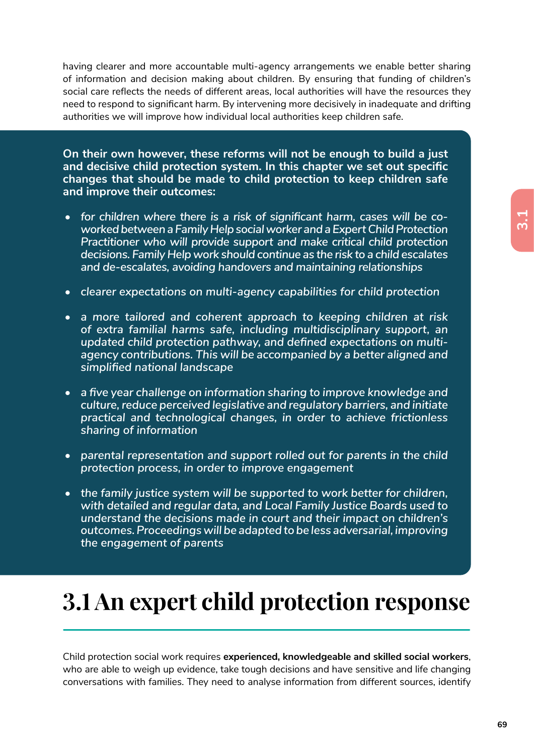having clearer and more accountable multi-agency arrangements we enable better sharing of information and decision making about children. By ensuring that funding of children's social care reflects the needs of different areas, local authorities will have the resources they need to respond to significant harm. By intervening more decisively in inadequate and drifting authorities we will improve how individual local authorities keep children safe.

**On their own however, these reforms will not be enough to build a just and decisive child protection system. In this chapter we set out specific changes that should be made to child protection to keep children safe and improve their outcomes:**

- *for children where there is a risk of significant harm, cases will be co-worked between a Family Help social worker and a Expert Child Protection Practitioner who will provide support and make critical child protection decisions. Family Help work should continue as the risk to a child escalates and de-escalates, avoiding handovers and maintaining relationships*
- *clearer expectations on multi-agency capabilities for child protection*
- *a more tailored and coherent approach to keeping children at risk of extra familial harms safe, including multidisciplinary support, an updated child protection pathway, and defined expectations on multi-agency contributions. This will be accompanied by a better aligned and simplified national landscape*
- *a five year challenge on information sharing to improve knowledge and culture, reduce perceived legislative and regulatory barriers, and initiate practical and technological changes, in order to achieve frictionless sharing of information*
- *parental representation and support rolled out for parents in the child protection process, in order to improve engagement*
- *the family justice system will be supported to work better for children, with detailed and regular data, and Local Family Justice Boards used to understand the decisions made in court and their impact on children's outcomes. Proceedings will be adapted to be less adversarial, improving the engagement of parents*

# 3.1 An expert child protection response

Child protection social work requires **experienced, knowledgeable and skilled social workers**, who are able to weigh up evidence, take tough decisions and have sensitive and life changing conversations with families. They need to analyse information from different sources, identify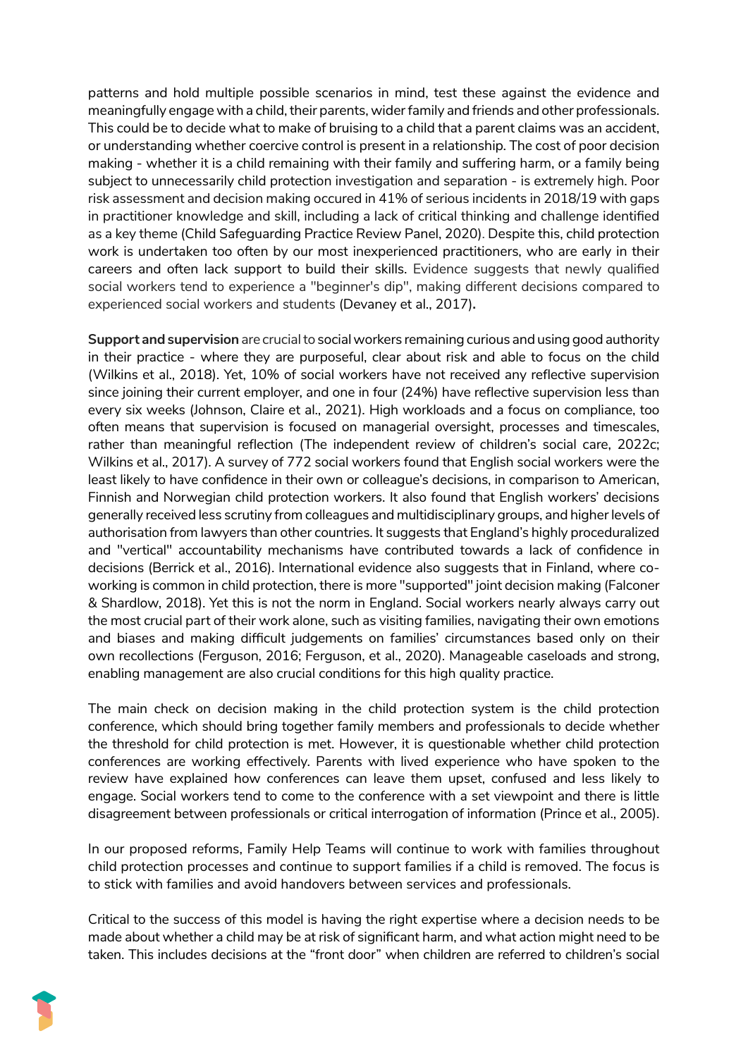patterns and hold multiple possible scenarios in mind, test these against the evidence and meaningfully engage with a child, their parents, wider family and friends and other professionals. This could be to decide what to make of bruising to a child that a parent claims was an accident, or understanding whether coercive control is present in a relationship. The cost of poor decision making - whether it is a child remaining with their family and suffering harm, or a family being subject to unnecessarily child protection investigation and separation - is extremely high. Poor risk assessment and decision making occured in 41% of serious incidents in 2018/19 with gaps in practitioner knowledge and skill, including a lack of critical thinking and challenge identified as a key theme (Child Safeguarding Practice Review Panel, 2020). Despite this, child protection work is undertaken too often by our most inexperienced practitioners, who are early in their careers and often lack support to build their skills. Evidence suggests that newly qualified social workers tend to experience a "beginner's dip", making different decisions compared to experienced social workers and students (Devaney et al., 2017).

**Support and supervision** are crucial to social workers remaining curious and using good authority in their practice - where they are purposeful, clear about risk and able to focus on the child (Wilkins et al., 2018). Yet, 10% of social workers have not received any reflective supervision since joining their current employer, and one in four (24%) have reflective supervision less than every six weeks (Johnson, Claire et al., 2021). High workloads and a focus on compliance, too often means that supervision is focused on managerial oversight, processes and timescales, rather than meaningful reflection (The independent review of children's social care, 2022c; Wilkins et al., 2017). A survey of 772 social workers found that English social workers were the least likely to have confidence in their own or colleague's decisions, in comparison to American, Finnish and Norwegian child protection workers. It also found that English workers' decisions generally received less scrutiny from colleagues and multidisciplinary groups, and higher levels of authorisation from lawyers than other countries. It suggests that England's highly proceduralized and "vertical" accountability mechanisms have contributed towards a lack of confidence in decisions (Berrick et al., 2016). International evidence also suggests that in Finland, where co-working is common in child protection, there is more "supported" joint decision making (Falconer & Shardlow, 2018). Yet this is not the norm in England. Social workers nearly always carry out the most crucial part of their work alone, such as visiting families, navigating their own emotions and biases and making difficult judgements on families' circumstances based only on their own recollections (Ferguson, 2016; Ferguson, et al., 2020). Manageable caseloads and strong, enabling management are also crucial conditions for this high quality practice.

The main check on decision making in the child protection system is the child protection conference, which should bring together family members and professionals to decide whether the threshold for child protection is met. However, it is questionable whether child protection conferences are working effectively. Parents with lived experience who have spoken to the review have explained how conferences can leave them upset, confused and less likely to engage. Social workers tend to come to the conference with a set viewpoint and there is little disagreement between professionals or critical interrogation of information (Prince et al., 2005).

In our proposed reforms, Family Help Teams will continue to work with families throughout child protection processes and continue to support families if a child is removed. The focus is to stick with families and avoid handovers between services and professionals.

Critical to the success of this model is having the right expertise where a decision needs to be made about whether a child may be at risk of significant harm, and what action might need to be taken. This includes decisions at the "front door" when children are referred to children's social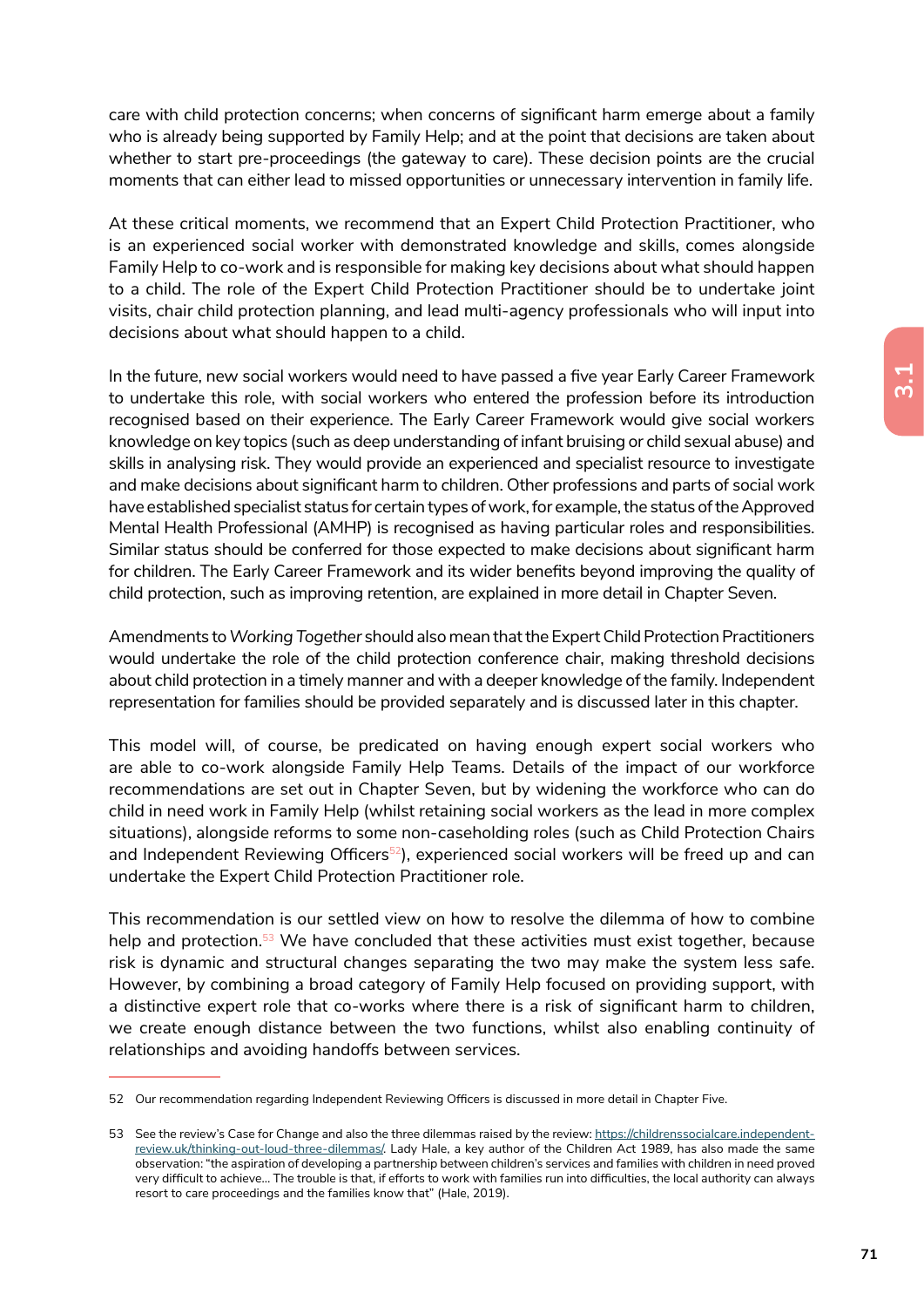care with child protection concerns; when concerns of significant harm emerge about a family who is already being supported by Family Help; and at the point that decisions are taken about whether to start pre-proceedings (the gateway to care). These decision points are the crucial moments that can either lead to missed opportunities or unnecessary intervention in family life.

At these critical moments, we recommend that an Expert Child Protection Practitioner, who is an experienced social worker with demonstrated knowledge and skills, comes alongside Family Help to co-work and is responsible for making key decisions about what should happen to a child. The role of the Expert Child Protection Practitioner should be to undertake joint visits, chair child protection planning, and lead multi-agency professionals who will input into decisions about what should happen to a child.

In the future, new social workers would need to have passed a five year Early Career Framework to undertake this role, with social workers who entered the profession before its introduction recognised based on their experience. The Early Career Framework would give social workers knowledge on key topics (such as deep understanding of infant bruising or child sexual abuse) and skills in analysing risk. They would provide an experienced and specialist resource to investigate and make decisions about significant harm to children. Other professions and parts of social work have established specialist status for certain types of work, for example, the status of the Approved Mental Health Professional (AMHP) is recognised as having particular roles and responsibilities. Similar status should be conferred for those expected to make decisions about significant harm for children. The Early Career Framework and its wider benefits beyond improving the quality of child protection, such as improving retention, are explained in more detail in Chapter Seven.

Amendments to *Working Together* should also mean that the Expert Child Protection Practitioners would undertake the role of the child protection conference chair, making threshold decisions about child protection in a timely manner and with a deeper knowledge of the family. Independent representation for families should be provided separately and is discussed later in this chapter.

This model will, of course, be predicated on having enough expert social workers who are able to co-work alongside Family Help Teams. Details of the impact of our workforce recommendations are set out in Chapter Seven, but by widening the workforce who can do child in need work in Family Help (whilst retaining social workers as the lead in more complex situations), alongside reforms to some non-caseholding roles (such as Child Protection Chairs and Independent Reviewing Officers[52]), experienced social workers will be freed up and can undertake the Expert Child Protection Practitioner role.

This recommendation is our settled view on how to resolve the dilemma of how to combine help and protection.[53] We have concluded that these activities must exist together, because risk is dynamic and structural changes separating the two may make the system less safe. However, by combining a broad category of Family Help focused on providing support, with a distinctive expert role that co-works where there is a risk of significant harm to children, we create enough distance between the two functions, whilst also enabling continuity of relationships and avoiding handoffs between services.

---

52 Our recommendation regarding Independent Reviewing Officers is discussed in more detail in Chapter Five.

53 See the review's Case for Change and also the three dilemmas raised by the review: https://childrenssocialcare.independent-review.uk/thinking-out-loud-three-dilemmas/. Lady Hale, a key author of the Children Act 1989, has also made the same observation: "the aspiration of developing a partnership between children's services and families with children in need proved very difficult to achieve... The trouble is that, if efforts to work with families run into difficulties, the local authority can always resort to care proceedings and the families know that" (Hale, 2019).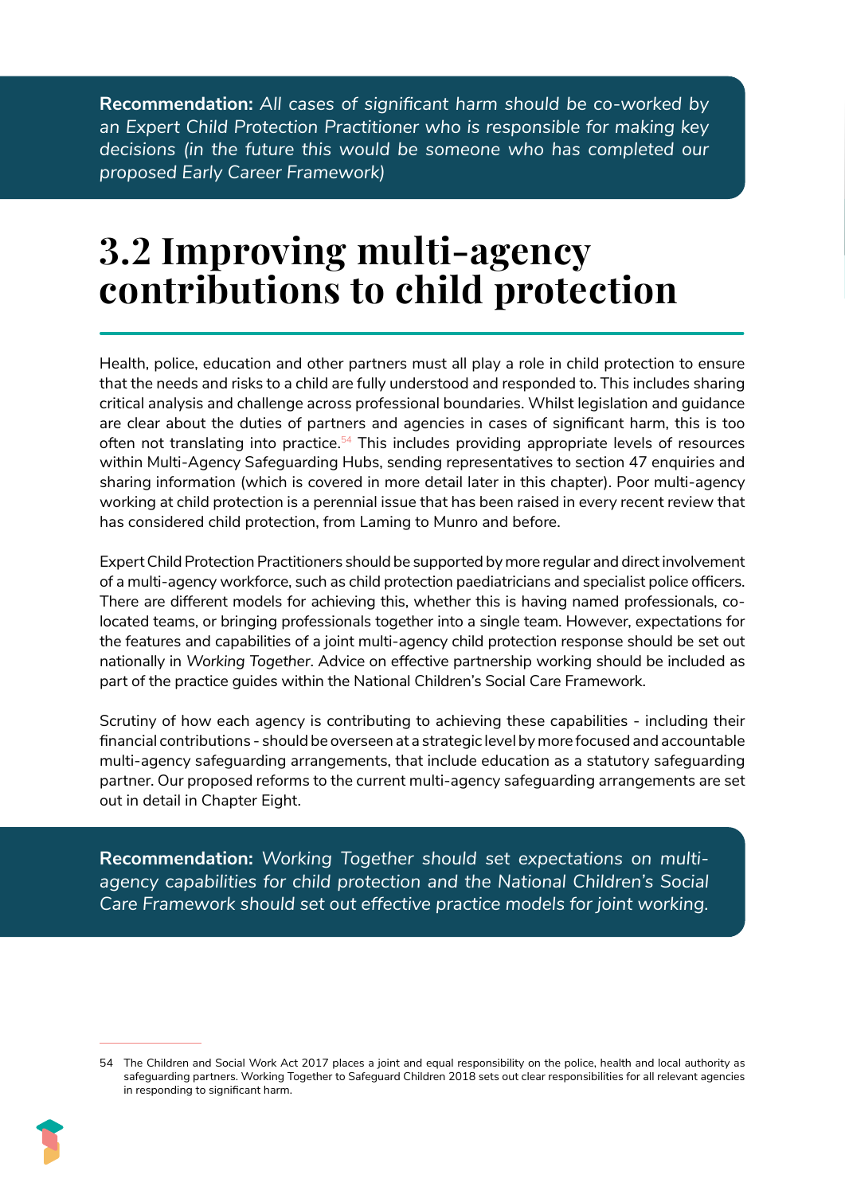**Recommendation:** *All cases of significant harm should be co-worked by an Expert Child Protection Practitioner who is responsible for making key decisions (in the future this would be someone who has completed our proposed Early Career Framework)*

# 3.2 Improving multi-agency contributions to child protection

Health, police, education and other partners must all play a role in child protection to ensure that the needs and risks to a child are fully understood and responded to. This includes sharing critical analysis and challenge across professional boundaries. Whilst legislation and guidance are clear about the duties of partners and agencies in cases of significant harm, this is too often not translating into practice.[54] This includes providing appropriate levels of resources within Multi-Agency Safeguarding Hubs, sending representatives to section 47 enquiries and sharing information (which is covered in more detail later in this chapter). Poor multi-agency working at child protection is a perennial issue that has been raised in every recent review that has considered child protection, from Laming to Munro and before.

Expert Child Protection Practitioners should be supported by more regular and direct involvement of a multi-agency workforce, such as child protection paediatricians and specialist police officers. There are different models for achieving this, whether this is having named professionals, co-located teams, or bringing professionals together into a single team. However, expectations for the features and capabilities of a joint multi-agency child protection response should be set out nationally in *Working Together*. Advice on effective partnership working should be included as part of the practice guides within the National Children's Social Care Framework.

Scrutiny of how each agency is contributing to achieving these capabilities - including their financial contributions - should be overseen at a strategic level by more focused and accountable multi-agency safeguarding arrangements, that include education as a statutory safeguarding partner. Our proposed reforms to the current multi-agency safeguarding arrangements are set out in detail in Chapter Eight.

**Recommendation:** *Working Together should set expectations on multi-agency capabilities for child protection and the National Children's Social Care Framework should set out effective practice models for joint working.*

---

54 The Children and Social Work Act 2017 places a joint and equal responsibility on the police, health and local authority as safeguarding partners. Working Together to Safeguard Children 2018 sets out clear responsibilities for all relevant agencies in responding to significant harm.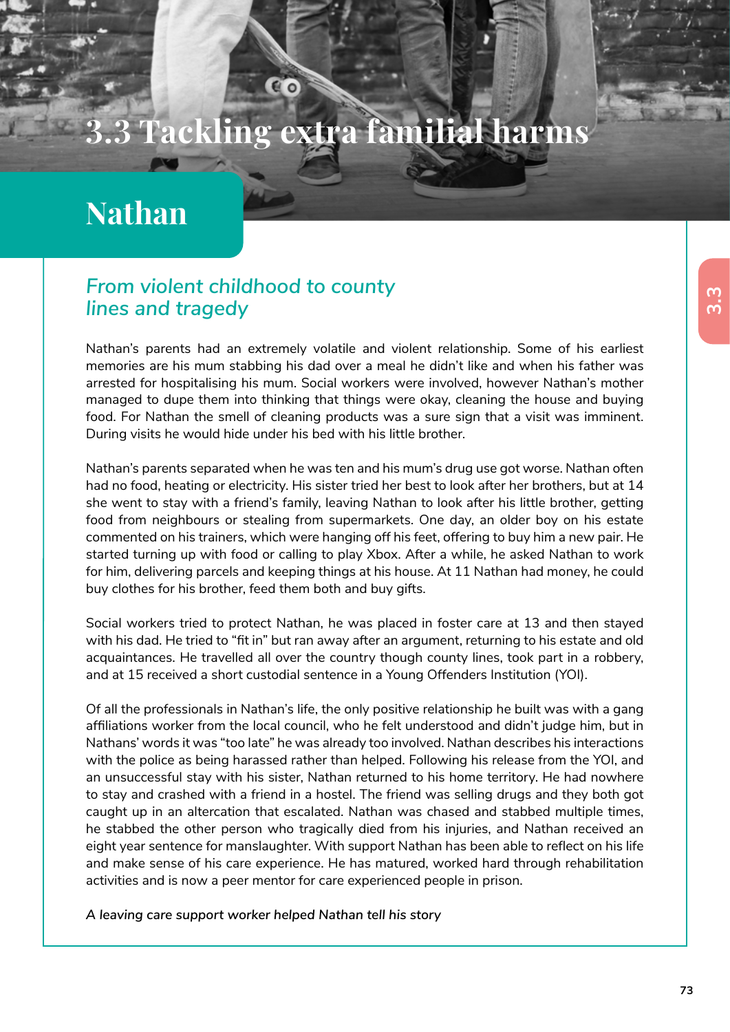# 3.3 Tackling extra familial harms

## Nathan

### *From violent childhood to county lines and tragedy*

Nathan's parents had an extremely volatile and violent relationship. Some of his earliest memories are his mum stabbing his dad over a meal he didn't like and when his father was arrested for hospitalising his mum. Social workers were involved, however Nathan's mother managed to dupe them into thinking that things were okay, cleaning the house and buying food. For Nathan the smell of cleaning products was a sure sign that a visit was imminent. During visits he would hide under his bed with his little brother.

Nathan's parents separated when he was ten and his mum's drug use got worse. Nathan often had no food, heating or electricity. His sister tried her best to look after her brothers, but at 14 she went to stay with a friend's family, leaving Nathan to look after his little brother, getting food from neighbours or stealing from supermarkets. One day, an older boy on his estate commented on his trainers, which were hanging off his feet, offering to buy him a new pair. He started turning up with food or calling to play Xbox. After a while, he asked Nathan to work for him, delivering parcels and keeping things at his house. At 11 Nathan had money, he could buy clothes for his brother, feed them both and buy gifts.

Social workers tried to protect Nathan, he was placed in foster care at 13 and then stayed with his dad. He tried to "fit in" but ran away after an argument, returning to his estate and old acquaintances. He travelled all over the country though county lines, took part in a robbery, and at 15 received a short custodial sentence in a Young Offenders Institution (YOI).

Of all the professionals in Nathan's life, the only positive relationship he built was with a gang affiliations worker from the local council, who he felt understood and didn't judge him, but in Nathans' words it was "too late" he was already too involved. Nathan describes his interactions with the police as being harassed rather than helped. Following his release from the YOI, and an unsuccessful stay with his sister, Nathan returned to his home territory. He had nowhere to stay and crashed with a friend in a hostel. The friend was selling drugs and they both got caught up in an altercation that escalated. Nathan was chased and stabbed multiple times, he stabbed the other person who tragically died from his injuries, and Nathan received an eight year sentence for manslaughter. With support Nathan has been able to reflect on his life and make sense of his care experience. He has matured, worked hard through rehabilitation activities and is now a peer mentor for care experienced people in prison.

*A leaving care support worker helped Nathan tell his story*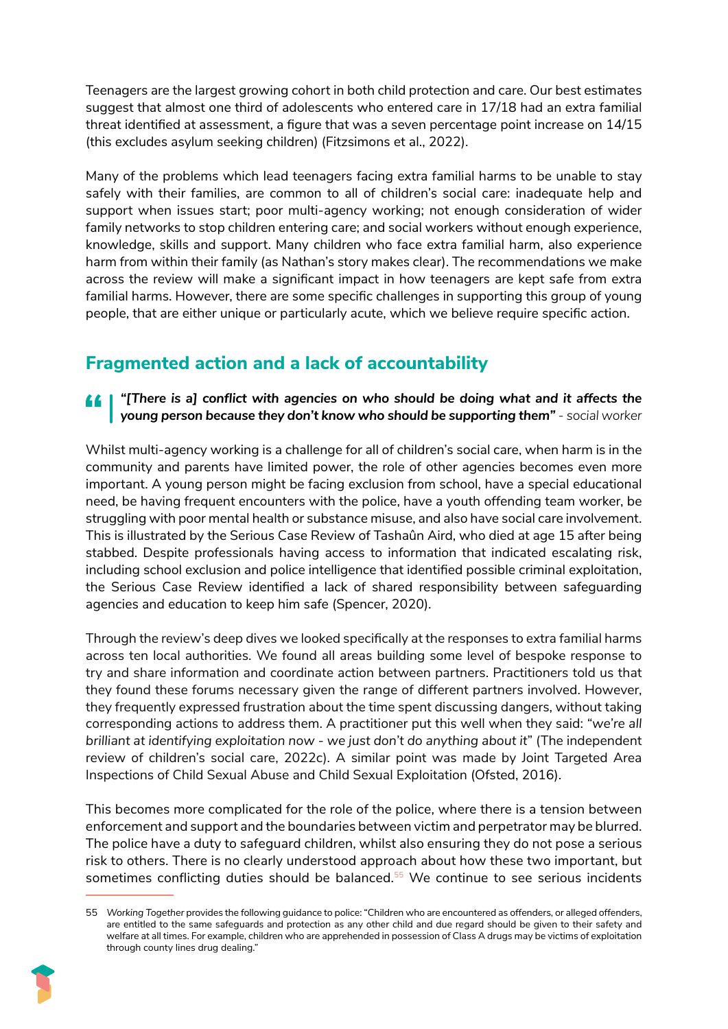Teenagers are the largest growing cohort in both child protection and care. Our best estimates suggest that almost one third of adolescents who entered care in 17/18 had an extra familial threat identified at assessment, a figure that was a seven percentage point increase on 14/15 (this excludes asylum seeking children) (Fitzsimons et al., 2022).

Many of the problems which lead teenagers facing extra familial harms to be unable to stay safely with their families, are common to all of children's social care: inadequate help and support when issues start; poor multi-agency working; not enough consideration of wider family networks to stop children entering care; and social workers without enough experience, knowledge, skills and support. Many children who face extra familial harm, also experience harm from within their family (as Nathan's story makes clear). The recommendations we make across the review will make a significant impact in how teenagers are kept safe from extra familial harms. However, there are some specific challenges in supporting this group of young people, that are either unique or particularly acute, which we believe require specific action.

## Fragmented action and a lack of accountability

> ***"[There is a] conflict with agencies on who should be doing what and it affects the young person because they don't know who should be supporting them"*** *- social worker*

Whilst multi-agency working is a challenge for all of children's social care, when harm is in the community and parents have limited power, the role of other agencies becomes even more important. A young person might be facing exclusion from school, have a special educational need, be having frequent encounters with the police, have a youth offending team worker, be struggling with poor mental health or substance misuse, and also have social care involvement. This is illustrated by the Serious Case Review of Tashaûn Aird, who died at age 15 after being stabbed. Despite professionals having access to information that indicated escalating risk, including school exclusion and police intelligence that identified possible criminal exploitation, the Serious Case Review identified a lack of shared responsibility between safeguarding agencies and education to keep him safe (Spencer, 2020).

Through the review's deep dives we looked specifically at the responses to extra familial harms across ten local authorities. We found all areas building some level of bespoke response to try and share information and coordinate action between partners. Practitioners told us that they found these forums necessary given the range of different partners involved. However, they frequently expressed frustration about the time spent discussing dangers, without taking corresponding actions to address them. A practitioner put this well when they said: "*we're all brilliant at identifying exploitation now - we just don't do anything about it*" (The independent review of children's social care, 2022c). A similar point was made by Joint Targeted Area Inspections of Child Sexual Abuse and Child Sexual Exploitation (Ofsted, 2016).

This becomes more complicated for the role of the police, where there is a tension between enforcement and support and the boundaries between victim and perpetrator may be blurred. The police have a duty to safeguard children, whilst also ensuring they do not pose a serious risk to others. There is no clearly understood approach about how these two important, but sometimes conflicting duties should be balanced.[55] We continue to see serious incidents

---

55 *Working Together* provides the following guidance to police: "Children who are encountered as offenders, or alleged offenders, are entitled to the same safeguards and protection as any other child and due regard should be given to their safety and welfare at all times. For example, children who are apprehended in possession of Class A drugs may be victims of exploitation through county lines drug dealing."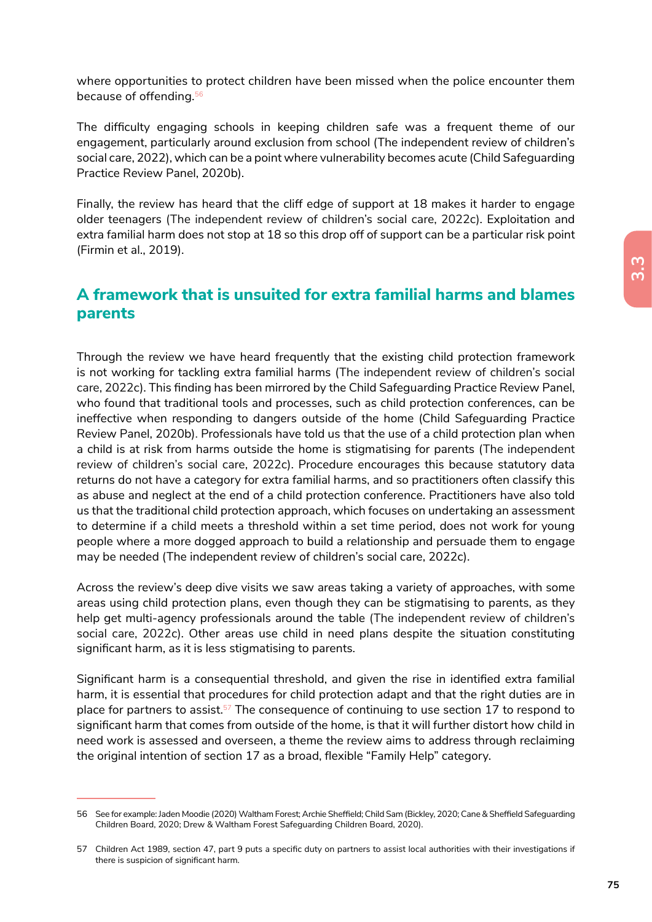where opportunities to protect children have been missed when the police encounter them because of offending.[56]

The difficulty engaging schools in keeping children safe was a frequent theme of our engagement, particularly around exclusion from school (The independent review of children's social care, 2022), which can be a point where vulnerability becomes acute (Child Safeguarding Practice Review Panel, 2020b).

Finally, the review has heard that the cliff edge of support at 18 makes it harder to engage older teenagers (The independent review of children's social care, 2022c). Exploitation and extra familial harm does not stop at 18 so this drop off of support can be a particular risk point (Firmin et al., 2019).

## A framework that is unsuited for extra familial harms and blames parents

Through the review we have heard frequently that the existing child protection framework is not working for tackling extra familial harms (The independent review of children's social care, 2022c). This finding has been mirrored by the Child Safeguarding Practice Review Panel, who found that traditional tools and processes, such as child protection conferences, can be ineffective when responding to dangers outside of the home (Child Safeguarding Practice Review Panel, 2020b). Professionals have told us that the use of a child protection plan when a child is at risk from harms outside the home is stigmatising for parents (The independent review of children's social care, 2022c). Procedure encourages this because statutory data returns do not have a category for extra familial harms, and so practitioners often classify this as abuse and neglect at the end of a child protection conference. Practitioners have also told us that the traditional child protection approach, which focuses on undertaking an assessment to determine if a child meets a threshold within a set time period, does not work for young people where a more dogged approach to build a relationship and persuade them to engage may be needed (The independent review of children's social care, 2022c).

Across the review's deep dive visits we saw areas taking a variety of approaches, with some areas using child protection plans, even though they can be stigmatising to parents, as they help get multi-agency professionals around the table (The independent review of children's social care, 2022c). Other areas use child in need plans despite the situation constituting significant harm, as it is less stigmatising to parents.

Significant harm is a consequential threshold, and given the rise in identified extra familial harm, it is essential that procedures for child protection adapt and that the right duties are in place for partners to assist.[57] The consequence of continuing to use section 17 to respond to significant harm that comes from outside of the home, is that it will further distort how child in need work is assessed and overseen, a theme the review aims to address through reclaiming the original intention of section 17 as a broad, flexible "Family Help" category.

---

56 See for example: Jaden Moodie (2020) Waltham Forest; Archie Sheffield; Child Sam (Bickley, 2020; Cane & Sheffield Safeguarding Children Board, 2020; Drew & Waltham Forest Safeguarding Children Board, 2020).

57 Children Act 1989, section 47, part 9 puts a specific duty on partners to assist local authorities with their investigations if there is suspicion of significant harm.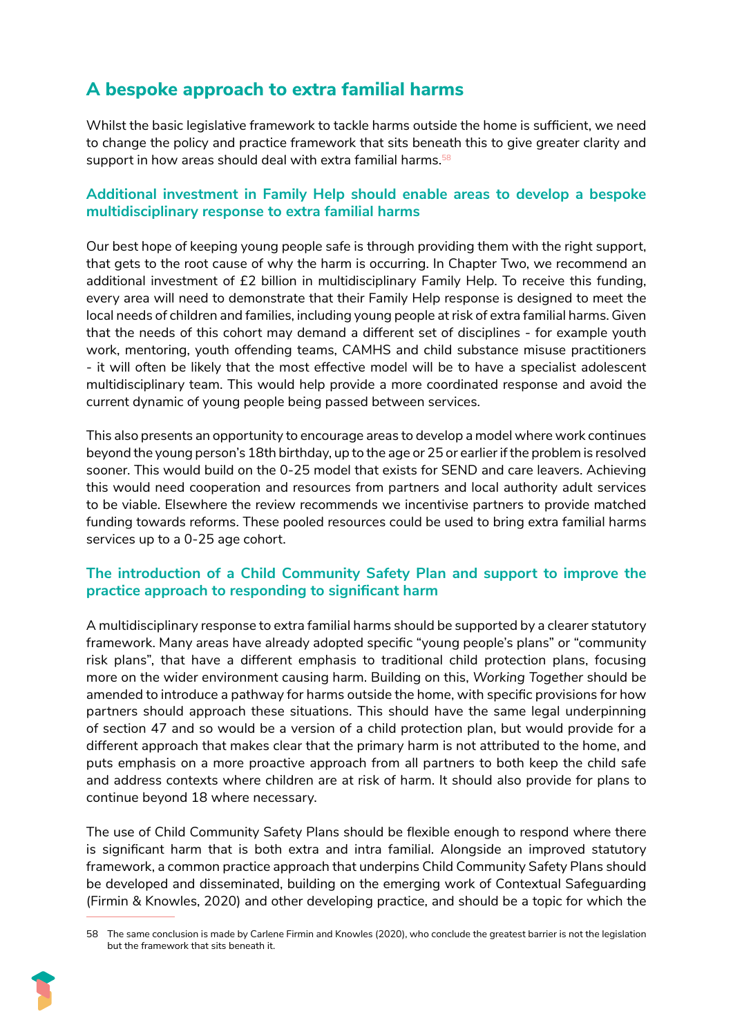## A bespoke approach to extra familial harms

Whilst the basic legislative framework to tackle harms outside the home is sufficient, we need to change the policy and practice framework that sits beneath this to give greater clarity and support in how areas should deal with extra familial harms.[58]

### Additional investment in Family Help should enable areas to develop a bespoke multidisciplinary response to extra familial harms

Our best hope of keeping young people safe is through providing them with the right support, that gets to the root cause of why the harm is occurring. In Chapter Two, we recommend an additional investment of £2 billion in multidisciplinary Family Help. To receive this funding, every area will need to demonstrate that their Family Help response is designed to meet the local needs of children and families, including young people at risk of extra familial harms. Given that the needs of this cohort may demand a different set of disciplines - for example youth work, mentoring, youth offending teams, CAMHS and child substance misuse practitioners - it will often be likely that the most effective model will be to have a specialist adolescent multidisciplinary team. This would help provide a more coordinated response and avoid the current dynamic of young people being passed between services.

This also presents an opportunity to encourage areas to develop a model where work continues beyond the young person's 18th birthday, up to the age or 25 or earlier if the problem is resolved sooner. This would build on the 0-25 model that exists for SEND and care leavers. Achieving this would need cooperation and resources from partners and local authority adult services to be viable. Elsewhere the review recommends we incentivise partners to provide matched funding towards reforms. These pooled resources could be used to bring extra familial harms services up to a 0-25 age cohort.

### The introduction of a Child Community Safety Plan and support to improve the practice approach to responding to significant harm

A multidisciplinary response to extra familial harms should be supported by a clearer statutory framework. Many areas have already adopted specific "young people's plans" or "community risk plans", that have a different emphasis to traditional child protection plans, focusing more on the wider environment causing harm. Building on this, *Working Together* should be amended to introduce a pathway for harms outside the home, with specific provisions for how partners should approach these situations. This should have the same legal underpinning of section 47 and so would be a version of a child protection plan, but would provide for a different approach that makes clear that the primary harm is not attributed to the home, and puts emphasis on a more proactive approach from all partners to both keep the child safe and address contexts where children are at risk of harm. It should also provide for plans to continue beyond 18 where necessary.

The use of Child Community Safety Plans should be flexible enough to respond where there is significant harm that is both extra and intra familial. Alongside an improved statutory framework, a common practice approach that underpins Child Community Safety Plans should be developed and disseminated, building on the emerging work of Contextual Safeguarding (Firmin & Knowles, 2020) and other developing practice, and should be a topic for which the

---

58 The same conclusion is made by Carlene Firmin and Knowles (2020), who conclude the greatest barrier is not the legislation but the framework that sits beneath it.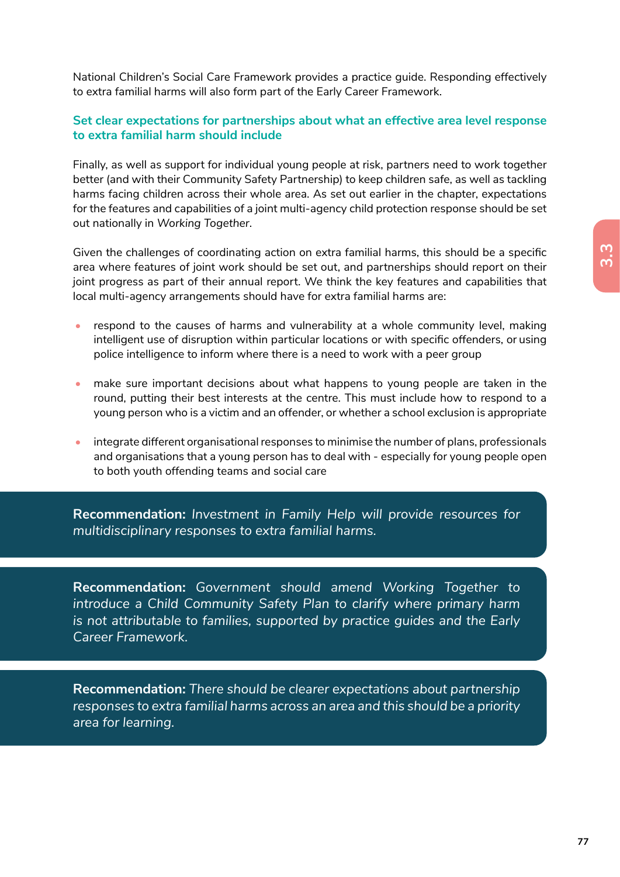National Children's Social Care Framework provides a practice guide. Responding effectively to extra familial harms will also form part of the Early Career Framework.

### Set clear expectations for partnerships about what an effective area level response to extra familial harm should include

Finally, as well as support for individual young people at risk, partners need to work together better (and with their Community Safety Partnership) to keep children safe, as well as tackling harms facing children across their whole area. As set out earlier in the chapter, expectations for the features and capabilities of a joint multi-agency child protection response should be set out nationally in *Working Together*.

Given the challenges of coordinating action on extra familial harms, this should be a specific area where features of joint work should be set out, and partnerships should report on their joint progress as part of their annual report. We think the key features and capabilities that local multi-agency arrangements should have for extra familial harms are:

- respond to the causes of harms and vulnerability at a whole community level, making intelligent use of disruption within particular locations or with specific offenders, or using police intelligence to inform where there is a need to work with a peer group
- make sure important decisions about what happens to young people are taken in the round, putting their best interests at the centre. This must include how to respond to a young person who is a victim and an offender, or whether a school exclusion is appropriate
- integrate different organisational responses to minimise the number of plans, professionals and organisations that a young person has to deal with - especially for young people open to both youth offending teams and social care

**Recommendation:** *Investment in Family Help will provide resources for multidisciplinary responses to extra familial harms.*

**Recommendation:** *Government should amend Working Together to introduce a Child Community Safety Plan to clarify where primary harm is not attributable to families, supported by practice guides and the Early Career Framework.*

**Recommendation:** *There should be clearer expectations about partnership responses to extra familial harms across an area and this should be a priority area for learning.*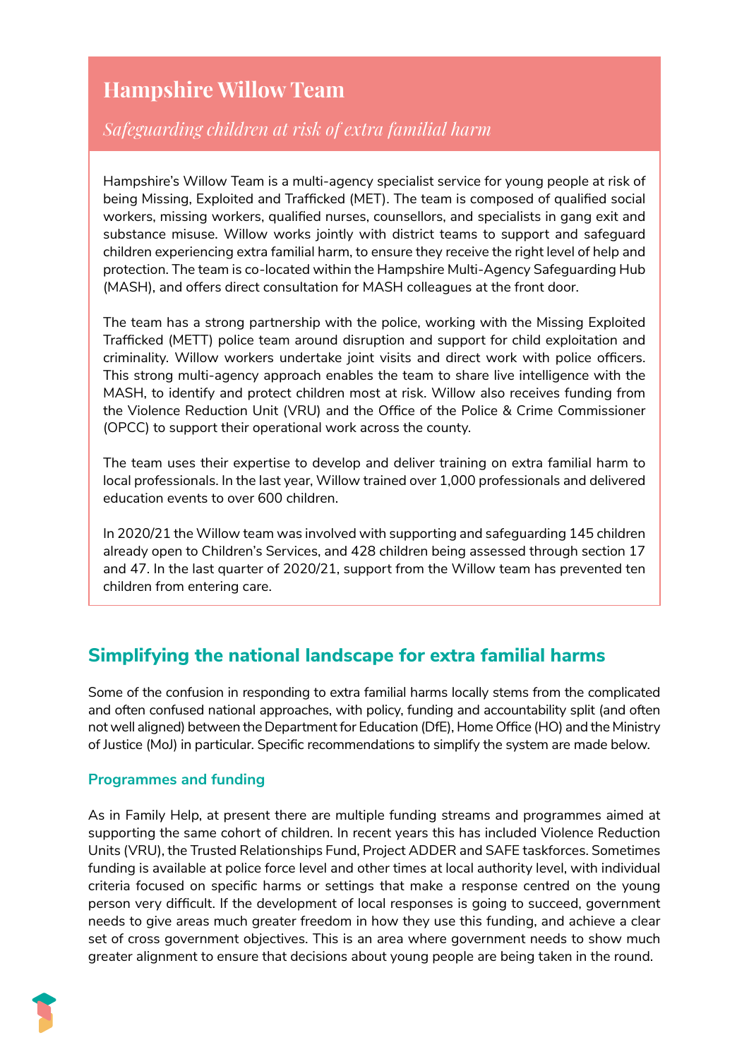## Hampshire Willow Team

*Safeguarding children at risk of extra familial harm*

Hampshire's Willow Team is a multi-agency specialist service for young people at risk of being Missing, Exploited and Trafficked (MET). The team is composed of qualified social workers, missing workers, qualified nurses, counsellors, and specialists in gang exit and substance misuse. Willow works jointly with district teams to support and safeguard children experiencing extra familial harm, to ensure they receive the right level of help and protection. The team is co-located within the Hampshire Multi-Agency Safeguarding Hub (MASH), and offers direct consultation for MASH colleagues at the front door.

The team has a strong partnership with the police, working with the Missing Exploited Trafficked (METT) police team around disruption and support for child exploitation and criminality. Willow workers undertake joint visits and direct work with police officers. This strong multi-agency approach enables the team to share live intelligence with the MASH, to identify and protect children most at risk. Willow also receives funding from the Violence Reduction Unit (VRU) and the Office of the Police & Crime Commissioner (OPCC) to support their operational work across the county.

The team uses their expertise to develop and deliver training on extra familial harm to local professionals. In the last year, Willow trained over 1,000 professionals and delivered education events to over 600 children.

In 2020/21 the Willow team was involved with supporting and safeguarding 145 children already open to Children's Services, and 428 children being assessed through section 17 and 47. In the last quarter of 2020/21, support from the Willow team has prevented ten children from entering care.

## Simplifying the national landscape for extra familial harms

Some of the confusion in responding to extra familial harms locally stems from the complicated and often confused national approaches, with policy, funding and accountability split (and often not well aligned) between the Department for Education (DfE), Home Office (HO) and the Ministry of Justice (MoJ) in particular. Specific recommendations to simplify the system are made below.

### Programmes and funding

As in Family Help, at present there are multiple funding streams and programmes aimed at supporting the same cohort of children. In recent years this has included Violence Reduction Units (VRU), the Trusted Relationships Fund, Project ADDER and SAFE taskforces. Sometimes funding is available at police force level and other times at local authority level, with individual criteria focused on specific harms or settings that make a response centred on the young person very difficult. If the development of local responses is going to succeed, government needs to give areas much greater freedom in how they use this funding, and achieve a clear set of cross government objectives. This is an area where government needs to show much greater alignment to ensure that decisions about young people are being taken in the round.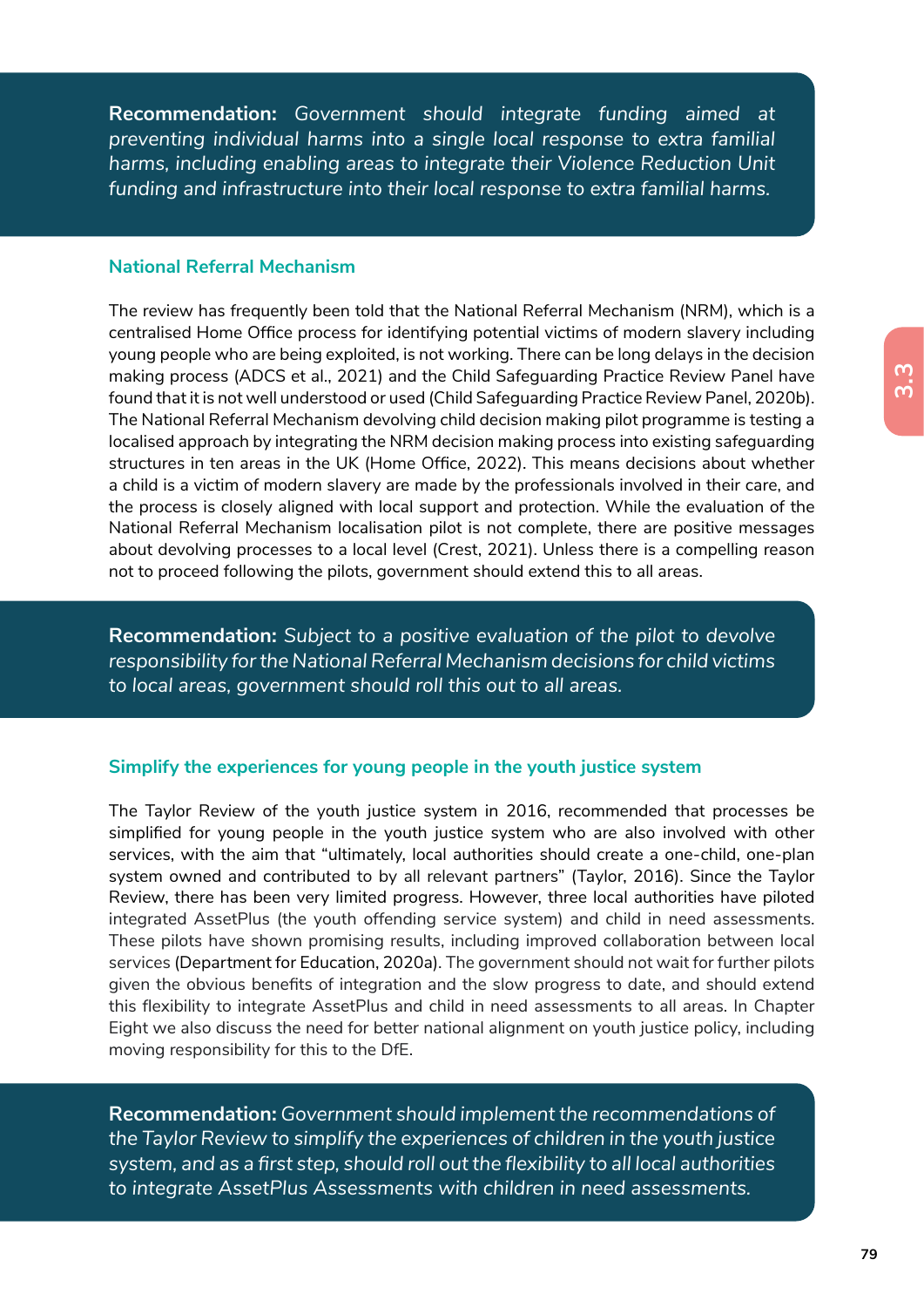**Recommendation:** *Government should integrate funding aimed at preventing individual harms into a single local response to extra familial harms, including enabling areas to integrate their Violence Reduction Unit funding and infrastructure into their local response to extra familial harms.*

### National Referral Mechanism

The review has frequently been told that the National Referral Mechanism (NRM), which is a centralised Home Office process for identifying potential victims of modern slavery including young people who are being exploited, is not working. There can be long delays in the decision making process (ADCS et al., 2021) and the Child Safeguarding Practice Review Panel have found that it is not well understood or used (Child Safeguarding Practice Review Panel, 2020b). The National Referral Mechanism devolving child decision making pilot programme is testing a localised approach by integrating the NRM decision making process into existing safeguarding structures in ten areas in the UK (Home Office, 2022). This means decisions about whether a child is a victim of modern slavery are made by the professionals involved in their care, and the process is closely aligned with local support and protection. While the evaluation of the National Referral Mechanism localisation pilot is not complete, there are positive messages about devolving processes to a local level (Crest, 2021). Unless there is a compelling reason not to proceed following the pilots, government should extend this to all areas.

**Recommendation:** *Subject to a positive evaluation of the pilot to devolve responsibility for the National Referral Mechanism decisions for child victims to local areas, government should roll this out to all areas.*

### Simplify the experiences for young people in the youth justice system

The Taylor Review of the youth justice system in 2016, recommended that processes be simplified for young people in the youth justice system who are also involved with other services, with the aim that "ultimately, local authorities should create a one-child, one-plan system owned and contributed to by all relevant partners" (Taylor, 2016). Since the Taylor Review, there has been very limited progress. However, three local authorities have piloted integrated AssetPlus (the youth offending service system) and child in need assessments. These pilots have shown promising results, including improved collaboration between local services (Department for Education, 2020a). The government should not wait for further pilots given the obvious benefits of integration and the slow progress to date, and should extend this flexibility to integrate AssetPlus and child in need assessments to all areas. In Chapter Eight we also discuss the need for better national alignment on youth justice policy, including moving responsibility for this to the DfE.

**Recommendation:** *Government should implement the recommendations of the Taylor Review to simplify the experiences of children in the youth justice system, and as a first step, should roll out the flexibility to all local authorities to integrate AssetPlus Assessments with children in need assessments.*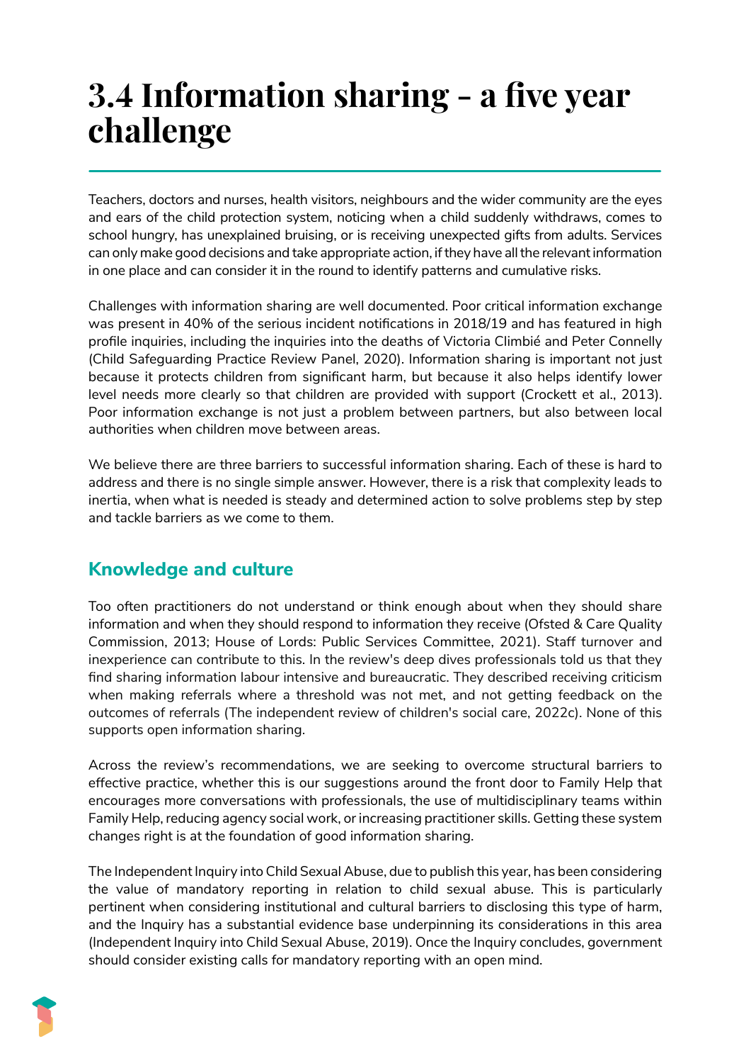# 3.4 Information sharing - a five year challenge

Teachers, doctors and nurses, health visitors, neighbours and the wider community are the eyes and ears of the child protection system, noticing when a child suddenly withdraws, comes to school hungry, has unexplained bruising, or is receiving unexpected gifts from adults. Services can only make good decisions and take appropriate action, if they have all the relevant information in one place and can consider it in the round to identify patterns and cumulative risks.

Challenges with information sharing are well documented. Poor critical information exchange was present in 40% of the serious incident notifications in 2018/19 and has featured in high profile inquiries, including the inquiries into the deaths of Victoria Climbié and Peter Connelly (Child Safeguarding Practice Review Panel, 2020). Information sharing is important not just because it protects children from significant harm, but because it also helps identify lower level needs more clearly so that children are provided with support (Crockett et al., 2013). Poor information exchange is not just a problem between partners, but also between local authorities when children move between areas.

We believe there are three barriers to successful information sharing. Each of these is hard to address and there is no single simple answer. However, there is a risk that complexity leads to inertia, when what is needed is steady and determined action to solve problems step by step and tackle barriers as we come to them.

## Knowledge and culture

Too often practitioners do not understand or think enough about when they should share information and when they should respond to information they receive (Ofsted & Care Quality Commission, 2013; House of Lords: Public Services Committee, 2021). Staff turnover and inexperience can contribute to this. In the review's deep dives professionals told us that they find sharing information labour intensive and bureaucratic. They described receiving criticism when making referrals where a threshold was not met, and not getting feedback on the outcomes of referrals (The independent review of children's social care, 2022c). None of this supports open information sharing.

Across the review's recommendations, we are seeking to overcome structural barriers to effective practice, whether this is our suggestions around the front door to Family Help that encourages more conversations with professionals, the use of multidisciplinary teams within Family Help, reducing agency social work, or increasing practitioner skills. Getting these system changes right is at the foundation of good information sharing.

The Independent Inquiry into Child Sexual Abuse, due to publish this year, has been considering the value of mandatory reporting in relation to child sexual abuse. This is particularly pertinent when considering institutional and cultural barriers to disclosing this type of harm, and the Inquiry has a substantial evidence base underpinning its considerations in this area (Independent Inquiry into Child Sexual Abuse, 2019). Once the Inquiry concludes, government should consider existing calls for mandatory reporting with an open mind.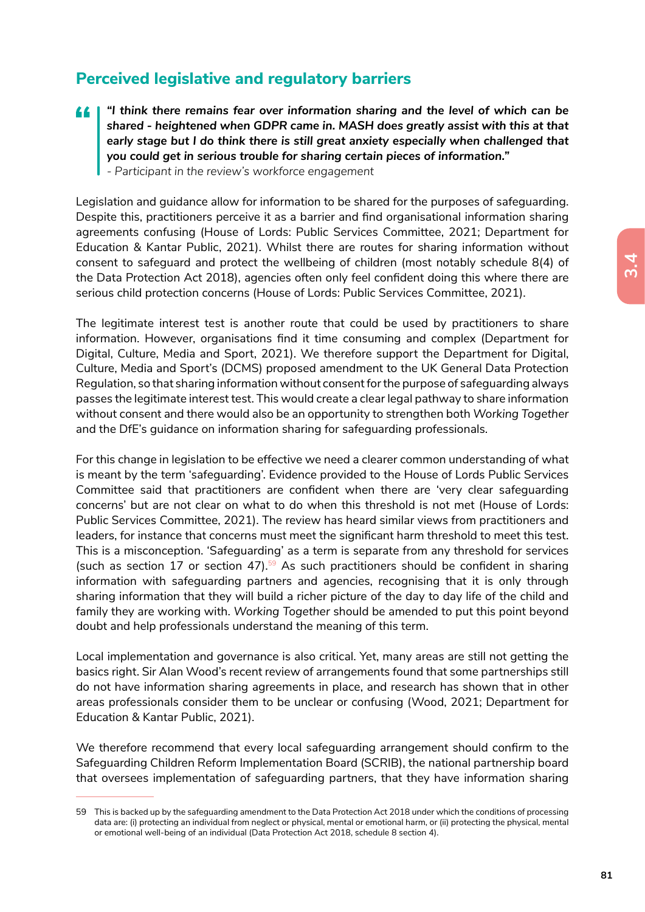## Perceived legislative and regulatory barriers

> ***"I think there remains fear over information sharing and the level of which can be shared - heightened when GDPR came in. MASH does greatly assist with this at that early stage but I do think there is still great anxiety especially when challenged that you could get in serious trouble for sharing certain pieces of information."***
> *- Participant in the review's workforce engagement*

Legislation and guidance allow for information to be shared for the purposes of safeguarding. Despite this, practitioners perceive it as a barrier and find organisational information sharing agreements confusing (House of Lords: Public Services Committee, 2021; Department for Education & Kantar Public, 2021). Whilst there are routes for sharing information without consent to safeguard and protect the wellbeing of children (most notably schedule 8(4) of the Data Protection Act 2018), agencies often only feel confident doing this where there are serious child protection concerns (House of Lords: Public Services Committee, 2021).

The legitimate interest test is another route that could be used by practitioners to share information. However, organisations find it time consuming and complex (Department for Digital, Culture, Media and Sport, 2021). We therefore support the Department for Digital, Culture, Media and Sport's (DCMS) proposed amendment to the UK General Data Protection Regulation, so that sharing information without consent for the purpose of safeguarding always passes the legitimate interest test. This would create a clear legal pathway to share information without consent and there would also be an opportunity to strengthen both *Working Together* and the DfE's guidance on information sharing for safeguarding professionals.

For this change in legislation to be effective we need a clearer common understanding of what is meant by the term 'safeguarding'. Evidence provided to the House of Lords Public Services Committee said that practitioners are confident when there are 'very clear safeguarding concerns' but are not clear on what to do when this threshold is not met (House of Lords: Public Services Committee, 2021). The review has heard similar views from practitioners and leaders, for instance that concerns must meet the significant harm threshold to meet this test. This is a misconception. 'Safeguarding' as a term is separate from any threshold for services (such as section 17 or section 47).[59] As such practitioners should be confident in sharing information with safeguarding partners and agencies, recognising that it is only through sharing information that they will build a richer picture of the day to day life of the child and family they are working with. *Working Together* should be amended to put this point beyond doubt and help professionals understand the meaning of this term.

Local implementation and governance is also critical. Yet, many areas are still not getting the basics right. Sir Alan Wood's recent review of arrangements found that some partnerships still do not have information sharing agreements in place, and research has shown that in other areas professionals consider them to be unclear or confusing (Wood, 2021; Department for Education & Kantar Public, 2021).

We therefore recommend that every local safeguarding arrangement should confirm to the Safeguarding Children Reform Implementation Board (SCRIB), the national partnership board that oversees implementation of safeguarding partners, that they have information sharing

---

59 This is backed up by the safeguarding amendment to the Data Protection Act 2018 under which the conditions of processing data are: (i) protecting an individual from neglect or physical, mental or emotional harm, or (ii) protecting the physical, mental or emotional well-being of an individual (Data Protection Act 2018, schedule 8 section 4).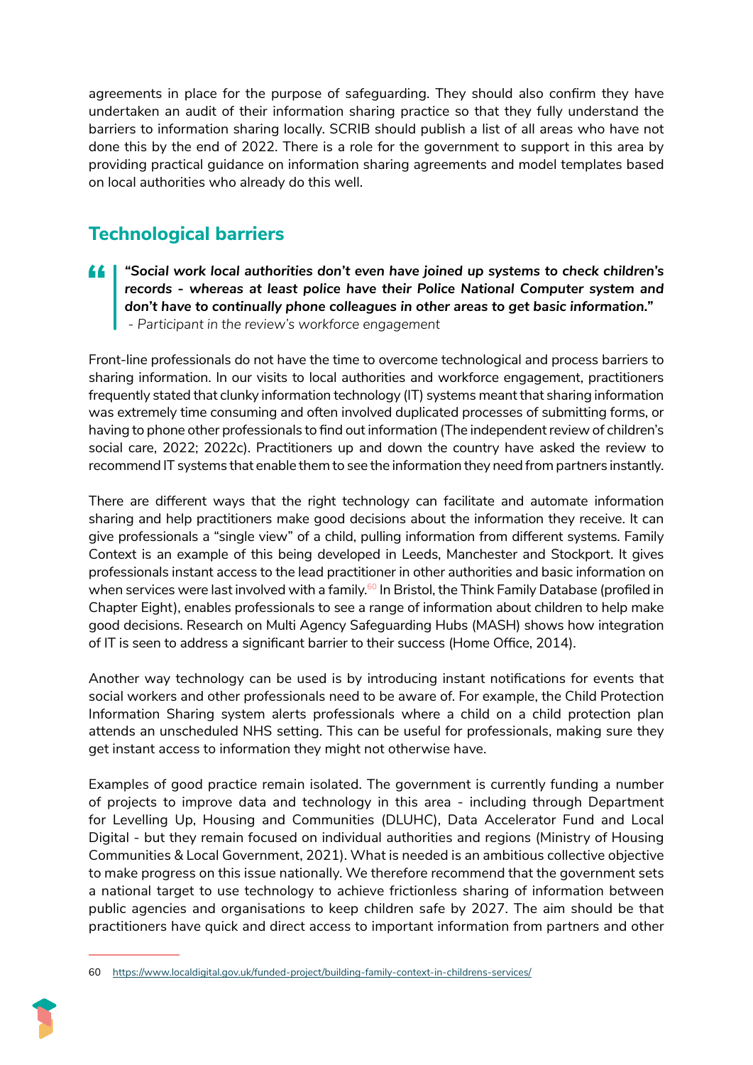agreements in place for the purpose of safeguarding. They should also confirm they have undertaken an audit of their information sharing practice so that they fully understand the barriers to information sharing locally. SCRIB should publish a list of all areas who have not done this by the end of 2022. There is a role for the government to support in this area by providing practical guidance on information sharing agreements and model templates based on local authorities who already do this well.

## Technological barriers

> ***"Social work local authorities don't even have joined up systems to check children's records - whereas at least police have their Police National Computer system and don't have to continually phone colleagues in other areas to get basic information."***
> *- Participant in the review's workforce engagement*

Front-line professionals do not have the time to overcome technological and process barriers to sharing information. In our visits to local authorities and workforce engagement, practitioners frequently stated that clunky information technology (IT) systems meant that sharing information was extremely time consuming and often involved duplicated processes of submitting forms, or having to phone other professionals to find out information (The independent review of children's social care, 2022; 2022c). Practitioners up and down the country have asked the review to recommend IT systems that enable them to see the information they need from partners instantly.

There are different ways that the right technology can facilitate and automate information sharing and help practitioners make good decisions about the information they receive. It can give professionals a "single view" of a child, pulling information from different systems. Family Context is an example of this being developed in Leeds, Manchester and Stockport. It gives professionals instant access to the lead practitioner in other authorities and basic information on when services were last involved with a family.[60] In Bristol, the Think Family Database (profiled in Chapter Eight), enables professionals to see a range of information about children to help make good decisions. Research on Multi Agency Safeguarding Hubs (MASH) shows how integration of IT is seen to address a significant barrier to their success (Home Office, 2014).

Another way technology can be used is by introducing instant notifications for events that social workers and other professionals need to be aware of. For example, the Child Protection Information Sharing system alerts professionals where a child on a child protection plan attends an unscheduled NHS setting. This can be useful for professionals, making sure they get instant access to information they might not otherwise have.

Examples of good practice remain isolated. The government is currently funding a number of projects to improve data and technology in this area - including through Department for Levelling Up, Housing and Communities (DLUHC), Data Accelerator Fund and Local Digital - but they remain focused on individual authorities and regions (Ministry of Housing Communities & Local Government, 2021). What is needed is an ambitious collective objective to make progress on this issue nationally. We therefore recommend that the government sets a national target to use technology to achieve frictionless sharing of information between public agencies and organisations to keep children safe by 2027. The aim should be that practitioners have quick and direct access to important information from partners and other

---

60 https://www.localdigital.gov.uk/funded-project/building-family-context-in-childrens-services/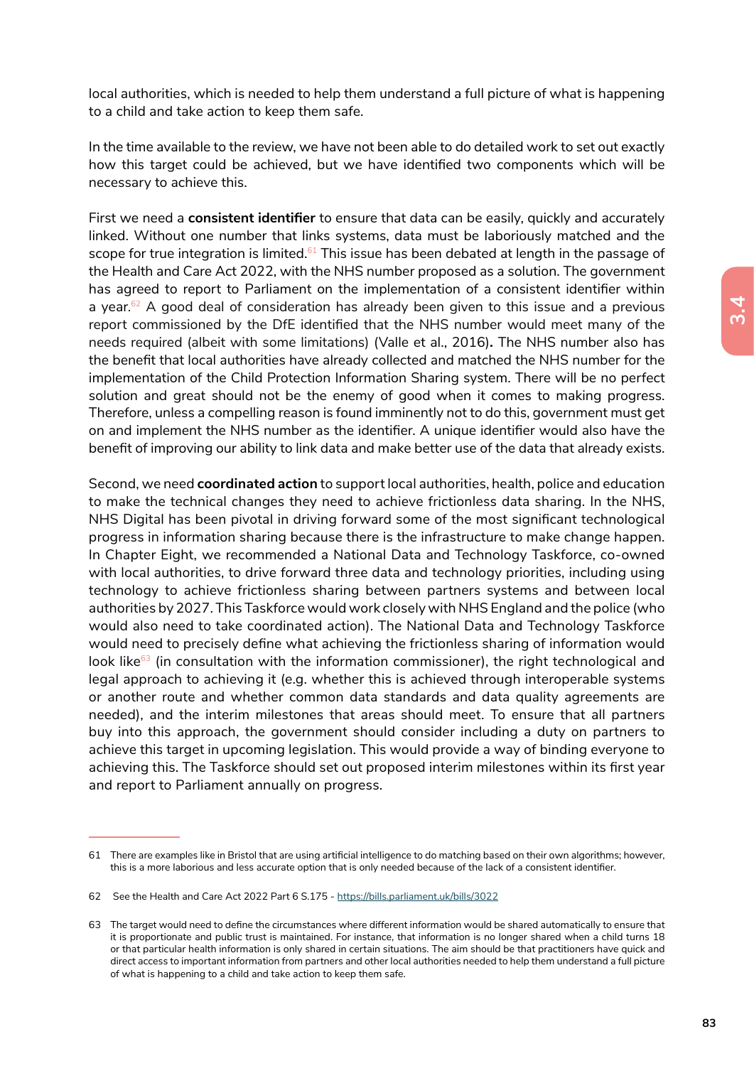local authorities, which is needed to help them understand a full picture of what is happening to a child and take action to keep them safe.

In the time available to the review, we have not been able to do detailed work to set out exactly how this target could be achieved, but we have identified two components which will be necessary to achieve this.

First we need a **consistent identifier** to ensure that data can be easily, quickly and accurately linked. Without one number that links systems, data must be laboriously matched and the scope for true integration is limited.[61] This issue has been debated at length in the passage of the Health and Care Act 2022, with the NHS number proposed as a solution. The government has agreed to report to Parliament on the implementation of a consistent identifier within a year.[62] A good deal of consideration has already been given to this issue and a previous report commissioned by the DfE identified that the NHS number would meet many of the needs required (albeit with some limitations) (Valle et al., 2016)**.** The NHS number also has the benefit that local authorities have already collected and matched the NHS number for the implementation of the Child Protection Information Sharing system. There will be no perfect solution and great should not be the enemy of good when it comes to making progress. Therefore, unless a compelling reason is found imminently not to do this, government must get on and implement the NHS number as the identifier. A unique identifier would also have the benefit of improving our ability to link data and make better use of the data that already exists.

Second, we need **coordinated action** to support local authorities, health, police and education to make the technical changes they need to achieve frictionless data sharing. In the NHS, NHS Digital has been pivotal in driving forward some of the most significant technological progress in information sharing because there is the infrastructure to make change happen. In Chapter Eight, we recommended a National Data and Technology Taskforce, co-owned with local authorities, to drive forward three data and technology priorities, including using technology to achieve frictionless sharing between partners systems and between local authorities by 2027. This Taskforce would work closely with NHS England and the police (who would also need to take coordinated action). The National Data and Technology Taskforce would need to precisely define what achieving the frictionless sharing of information would look like[63] (in consultation with the information commissioner), the right technological and legal approach to achieving it (e.g. whether this is achieved through interoperable systems or another route and whether common data standards and data quality agreements are needed), and the interim milestones that areas should meet. To ensure that all partners buy into this approach, the government should consider including a duty on partners to achieve this target in upcoming legislation. This would provide a way of binding everyone to achieving this. The Taskforce should set out proposed interim milestones within its first year and report to Parliament annually on progress.

---

61 There are examples like in Bristol that are using artificial intelligence to do matching based on their own algorithms; however, this is a more laborious and less accurate option that is only needed because of the lack of a consistent identifier.

62 See the Health and Care Act 2022 Part 6 S.175 - https://bills.parliament.uk/bills/3022

63 The target would need to define the circumstances where different information would be shared automatically to ensure that it is proportionate and public trust is maintained. For instance, that information is no longer shared when a child turns 18 or that particular health information is only shared in certain situations. The aim should be that practitioners have quick and direct access to important information from partners and other local authorities needed to help them understand a full picture of what is happening to a child and take action to keep them safe.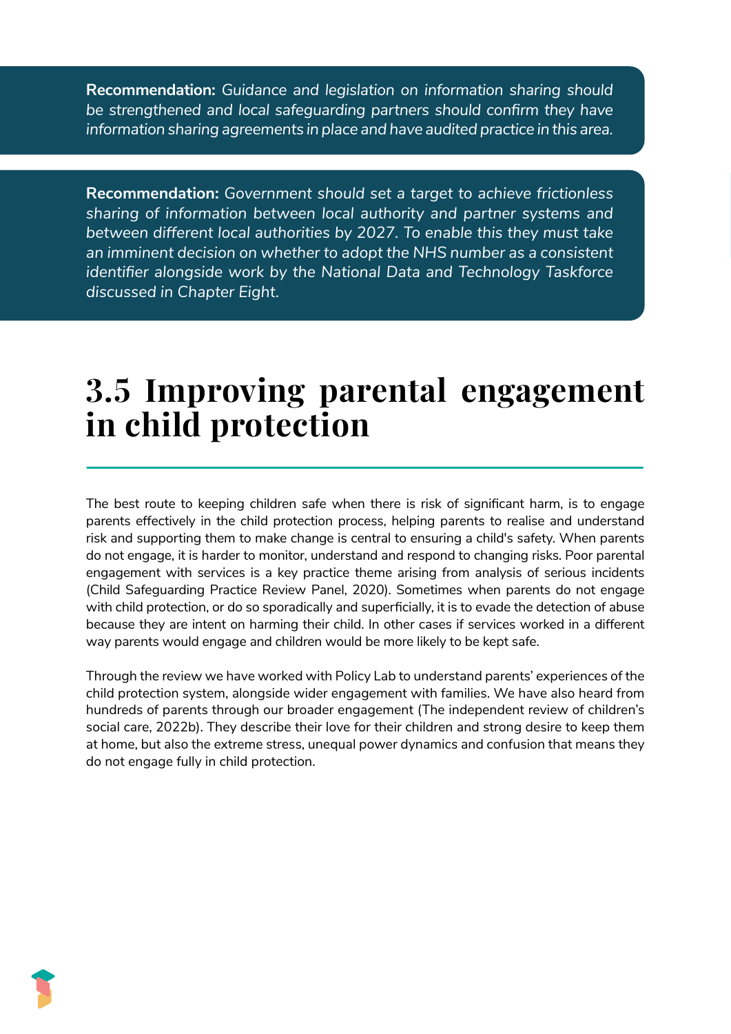**Recommendation:** *Guidance and legislation on information sharing should be strengthened and local safeguarding partners should confirm they have information sharing agreements in place and have audited practice in this area.*

**Recommendation:** *Government should set a target to achieve frictionless sharing of information between local authority and partner systems and between different local authorities by 2027. To enable this they must take an imminent decision on whether to adopt the NHS number as a consistent identifier alongside work by the National Data and Technology Taskforce discussed in Chapter Eight.*

## 3.5 Improving parental engagement in child protection

The best route to keeping children safe when there is risk of significant harm, is to engage parents effectively in the child protection process, helping parents to realise and understand risk and supporting them to make change is central to ensuring a child's safety. When parents do not engage, it is harder to monitor, understand and respond to changing risks. Poor parental engagement with services is a key practice theme arising from analysis of serious incidents (Child Safeguarding Practice Review Panel, 2020). Sometimes when parents do not engage with child protection, or do so sporadically and superficially, it is to evade the detection of abuse because they are intent on harming their child. In other cases if services worked in a different way parents would engage and children would be more likely to be kept safe.

Through the review we have worked with Policy Lab to understand parents' experiences of the child protection system, alongside wider engagement with families. We have also heard from hundreds of parents through our broader engagement (The independent review of children's social care, 2022b). They describe their love for their children and strong desire to keep them at home, but also the extreme stress, unequal power dynamics and confusion that means they do not engage fully in child protection.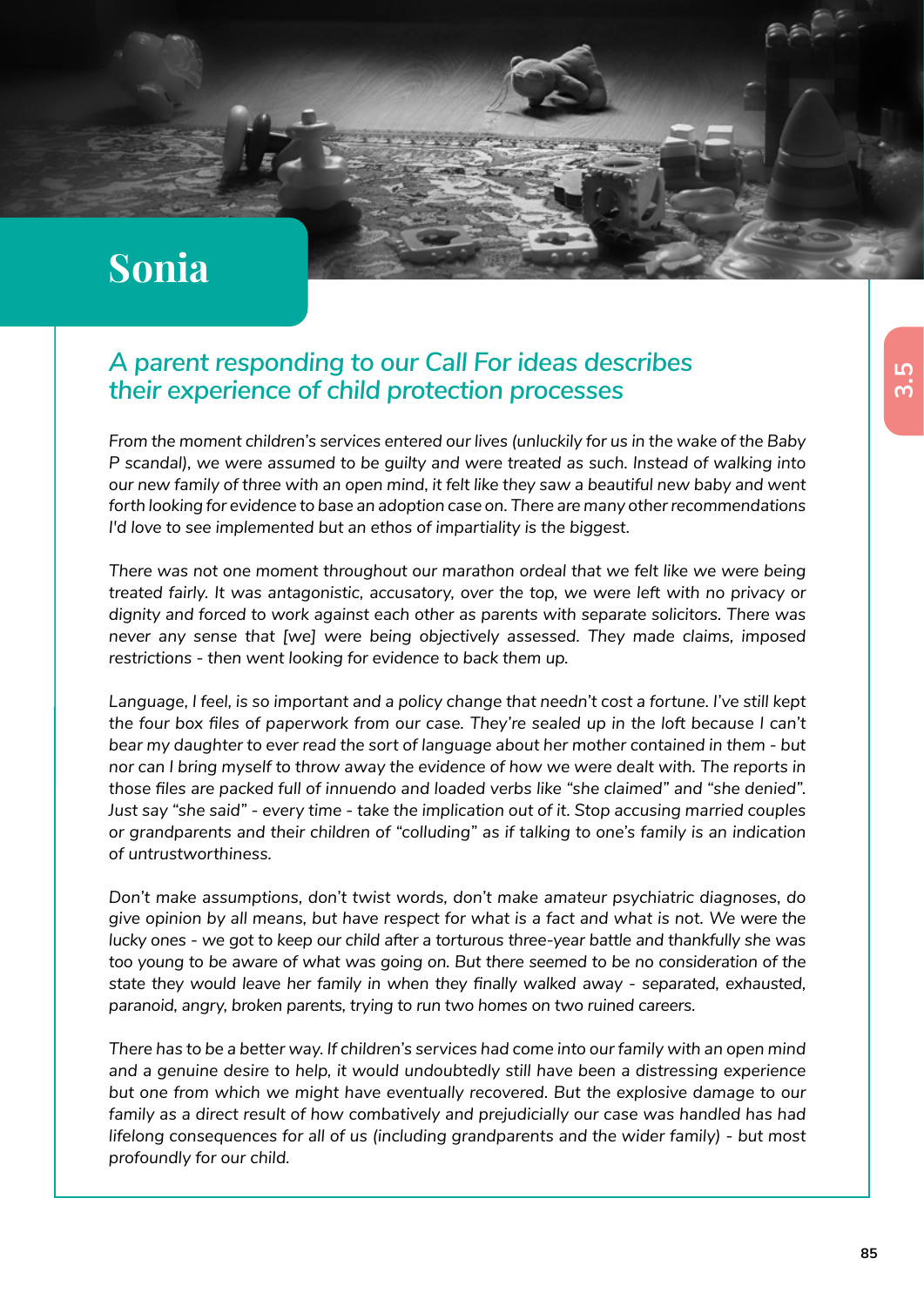# Sonia

## A parent responding to our Call For ideas describes their experience of child protection processes

*From the moment children's services entered our lives (unluckily for us in the wake of the Baby P scandal), we were assumed to be guilty and were treated as such. Instead of walking into our new family of three with an open mind, it felt like they saw a beautiful new baby and went forth looking for evidence to base an adoption case on. There are many other recommendations I'd love to see implemented but an ethos of impartiality is the biggest.*

*There was not one moment throughout our marathon ordeal that we felt like we were being treated fairly. It was antagonistic, accusatory, over the top, we were left with no privacy or dignity and forced to work against each other as parents with separate solicitors. There was never any sense that [we] were being objectively assessed. They made claims, imposed restrictions - then went looking for evidence to back them up.*

*Language, I feel, is so important and a policy change that needn't cost a fortune. I've still kept the four box files of paperwork from our case. They're sealed up in the loft because I can't bear my daughter to ever read the sort of language about her mother contained in them - but nor can I bring myself to throw away the evidence of how we were dealt with. The reports in those files are packed full of innuendo and loaded verbs like "she claimed" and "she denied". Just say "she said" - every time - take the implication out of it. Stop accusing married couples or grandparents and their children of "colluding" as if talking to one's family is an indication of untrustworthiness.*

*Don't make assumptions, don't twist words, don't make amateur psychiatric diagnoses, do give opinion by all means, but have respect for what is a fact and what is not. We were the lucky ones - we got to keep our child after a torturous three-year battle and thankfully she was too young to be aware of what was going on. But there seemed to be no consideration of the state they would leave her family in when they finally walked away - separated, exhausted, paranoid, angry, broken parents, trying to run two homes on two ruined careers.*

*There has to be a better way. If children's services had come into our family with an open mind and a genuine desire to help, it would undoubtedly still have been a distressing experience but one from which we might have eventually recovered. But the explosive damage to our family as a direct result of how combatively and prejudicially our case was handled has had lifelong consequences for all of us (including grandparents and the wider family) - but most profoundly for our child.*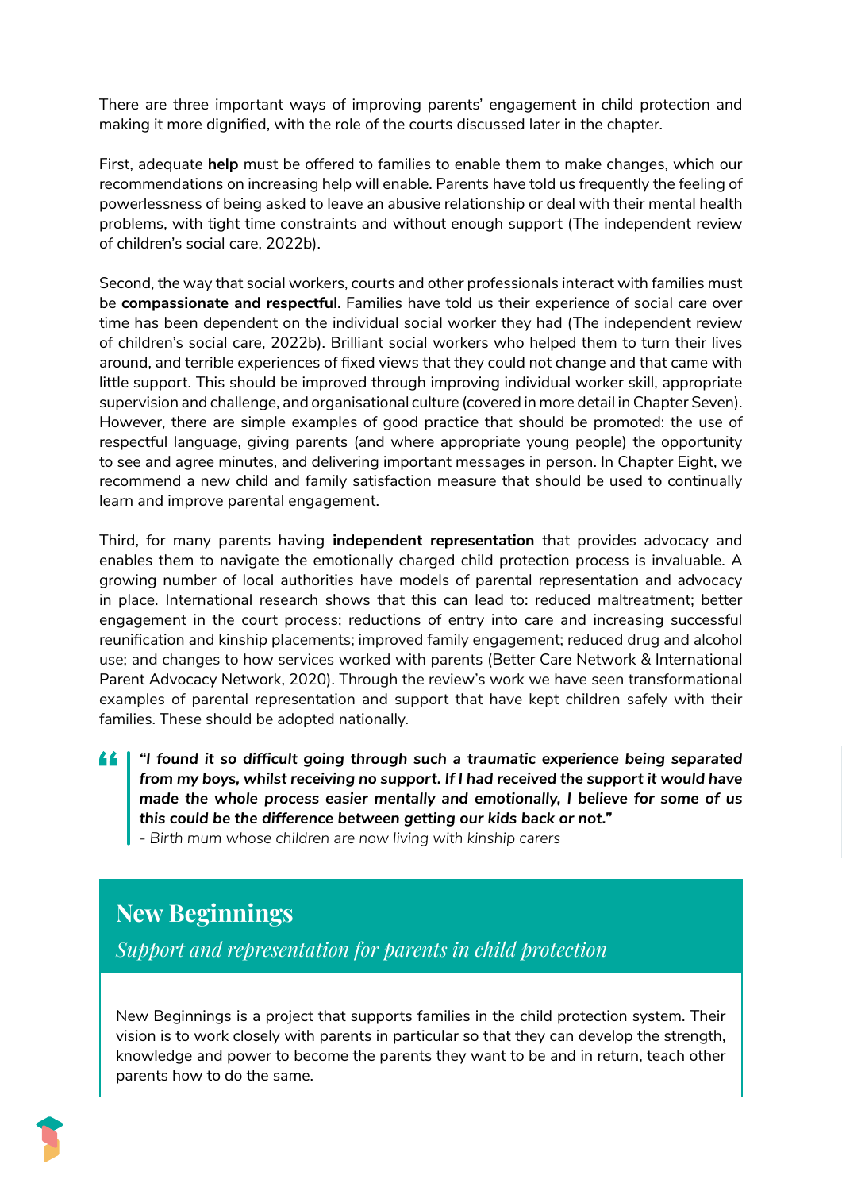There are three important ways of improving parents' engagement in child protection and making it more dignified, with the role of the courts discussed later in the chapter.

First, adequate **help** must be offered to families to enable them to make changes, which our recommendations on increasing help will enable. Parents have told us frequently the feeling of powerlessness of being asked to leave an abusive relationship or deal with their mental health problems, with tight time constraints and without enough support (The independent review of children's social care, 2022b).

Second, the way that social workers, courts and other professionals interact with families must be **compassionate and respectful**. Families have told us their experience of social care over time has been dependent on the individual social worker they had (The independent review of children's social care, 2022b). Brilliant social workers who helped them to turn their lives around, and terrible experiences of fixed views that they could not change and that came with little support. This should be improved through improving individual worker skill, appropriate supervision and challenge, and organisational culture (covered in more detail in Chapter Seven). However, there are simple examples of good practice that should be promoted: the use of respectful language, giving parents (and where appropriate young people) the opportunity to see and agree minutes, and delivering important messages in person. In Chapter Eight, we recommend a new child and family satisfaction measure that should be used to continually learn and improve parental engagement.

Third, for many parents having **independent representation** that provides advocacy and enables them to navigate the emotionally charged child protection process is invaluable. A growing number of local authorities have models of parental representation and advocacy in place. International research shows that this can lead to: reduced maltreatment; better engagement in the court process; reductions of entry into care and increasing successful reunification and kinship placements; improved family engagement; reduced drug and alcohol use; and changes to how services worked with parents (Better Care Network & International Parent Advocacy Network, 2020). Through the review's work we have seen transformational examples of parental representation and support that have kept children safely with their families. These should be adopted nationally.

> ***"I found it so difficult going through such a traumatic experience being separated from my boys, whilst receiving no support. If I had received the support it would have made the whole process easier mentally and emotionally, I believe for some of us this could be the difference between getting our kids back or not."***
> *- Birth mum whose children are now living with kinship carers*

## New Beginnings

*Support and representation for parents in child protection*

New Beginnings is a project that supports families in the child protection system. Their vision is to work closely with parents in particular so that they can develop the strength, knowledge and power to become the parents they want to be and in return, teach other parents how to do the same.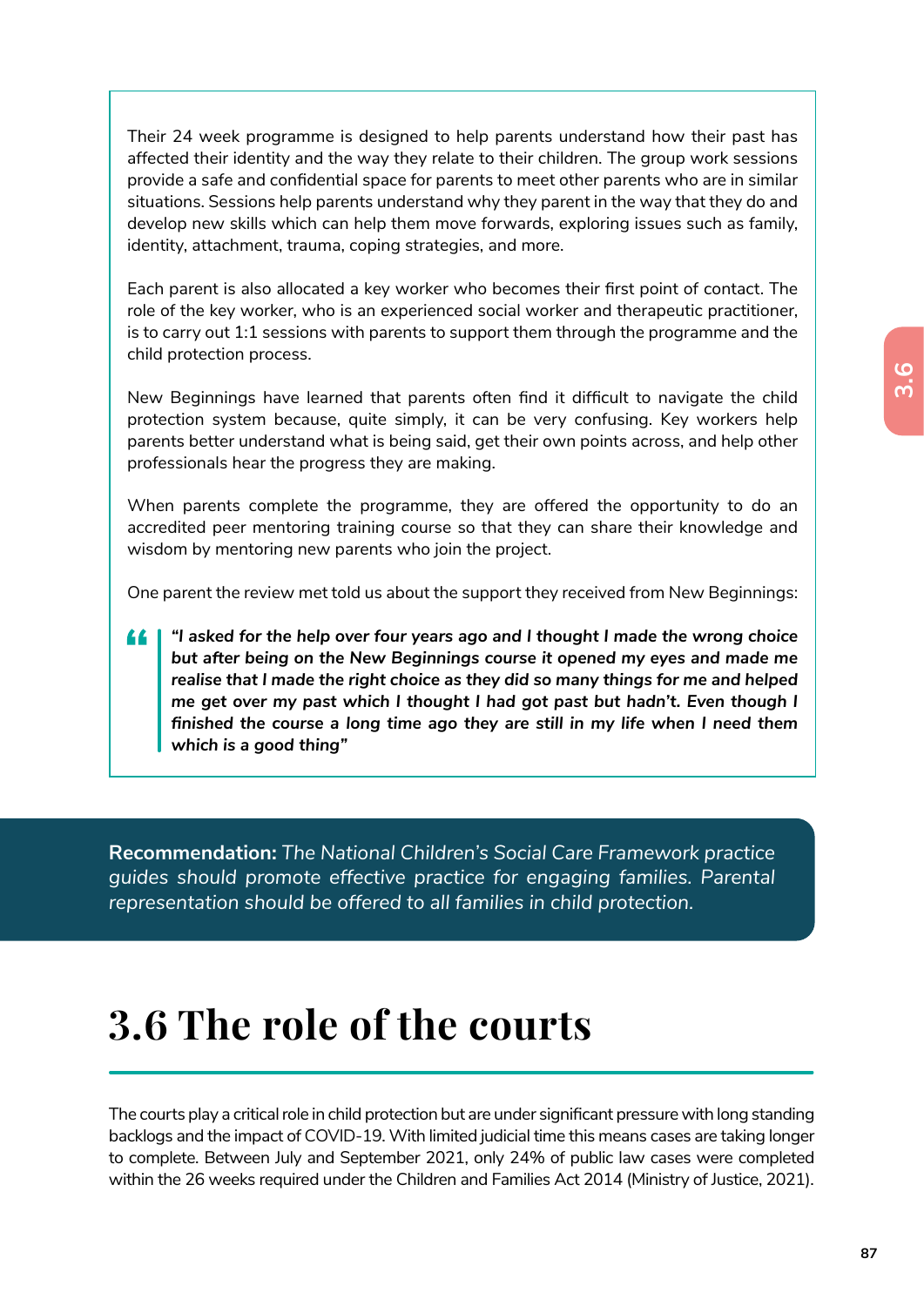Their 24 week programme is designed to help parents understand how their past has affected their identity and the way they relate to their children. The group work sessions provide a safe and confidential space for parents to meet other parents who are in similar situations. Sessions help parents understand why they parent in the way that they do and develop new skills which can help them move forwards, exploring issues such as family, identity, attachment, trauma, coping strategies, and more.

Each parent is also allocated a key worker who becomes their first point of contact. The role of the key worker, who is an experienced social worker and therapeutic practitioner, is to carry out 1:1 sessions with parents to support them through the programme and the child protection process.

New Beginnings have learned that parents often find it difficult to navigate the child protection system because, quite simply, it can be very confusing. Key workers help parents better understand what is being said, get their own points across, and help other professionals hear the progress they are making.

When parents complete the programme, they are offered the opportunity to do an accredited peer mentoring training course so that they can share their knowledge and wisdom by mentoring new parents who join the project.

One parent the review met told us about the support they received from New Beginnings:

> ***"I asked for the help over four years ago and I thought I made the wrong choice but after being on the New Beginnings course it opened my eyes and made me realise that I made the right choice as they did so many things for me and helped me get over my past which I thought I had got past but hadn't. Even though I finished the course a long time ago they are still in my life when I need them which is a good thing"***

**Recommendation:** *The National Children's Social Care Framework practice guides should promote effective practice for engaging families. Parental representation should be offered to all families in child protection.*

# 3.6 The role of the courts

The courts play a critical role in child protection but are under significant pressure with long standing backlogs and the impact of COVID-19. With limited judicial time this means cases are taking longer to complete. Between July and September 2021, only 24% of public law cases were completed within the 26 weeks required under the Children and Families Act 2014 (Ministry of Justice, 2021).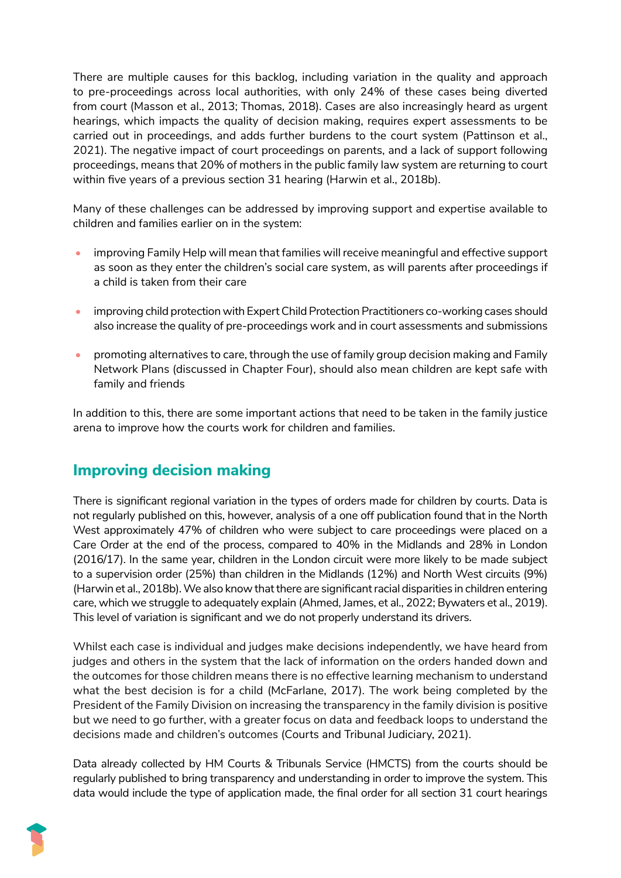There are multiple causes for this backlog, including variation in the quality and approach to pre-proceedings across local authorities, with only 24% of these cases being diverted from court (Masson et al., 2013; Thomas, 2018). Cases are also increasingly heard as urgent hearings, which impacts the quality of decision making, requires expert assessments to be carried out in proceedings, and adds further burdens to the court system (Pattinson et al., 2021). The negative impact of court proceedings on parents, and a lack of support following proceedings, means that 20% of mothers in the public family law system are returning to court within five years of a previous section 31 hearing (Harwin et al., 2018b).

Many of these challenges can be addressed by improving support and expertise available to children and families earlier on in the system:

- improving Family Help will mean that families will receive meaningful and effective support as soon as they enter the children's social care system, as will parents after proceedings if a child is taken from their care
- improving child protection with Expert Child Protection Practitioners co-working cases should also increase the quality of pre-proceedings work and in court assessments and submissions
- promoting alternatives to care, through the use of family group decision making and Family Network Plans (discussed in Chapter Four), should also mean children are kept safe with family and friends

In addition to this, there are some important actions that need to be taken in the family justice arena to improve how the courts work for children and families.

## Improving decision making

There is significant regional variation in the types of orders made for children by courts. Data is not regularly published on this, however, analysis of a one off publication found that in the North West approximately 47% of children who were subject to care proceedings were placed on a Care Order at the end of the process, compared to 40% in the Midlands and 28% in London (2016/17). In the same year, children in the London circuit were more likely to be made subject to a supervision order (25%) than children in the Midlands (12%) and North West circuits (9%) (Harwin et al., 2018b). We also know that there are significant racial disparities in children entering care, which we struggle to adequately explain (Ahmed, James, et al., 2022; Bywaters et al., 2019). This level of variation is significant and we do not properly understand its drivers.

Whilst each case is individual and judges make decisions independently, we have heard from judges and others in the system that the lack of information on the orders handed down and the outcomes for those children means there is no effective learning mechanism to understand what the best decision is for a child (McFarlane, 2017). The work being completed by the President of the Family Division on increasing the transparency in the family division is positive but we need to go further, with a greater focus on data and feedback loops to understand the decisions made and children's outcomes (Courts and Tribunal Judiciary, 2021).

Data already collected by HM Courts & Tribunals Service (HMCTS) from the courts should be regularly published to bring transparency and understanding in order to improve the system. This data would include the type of application made, the final order for all section 31 court hearings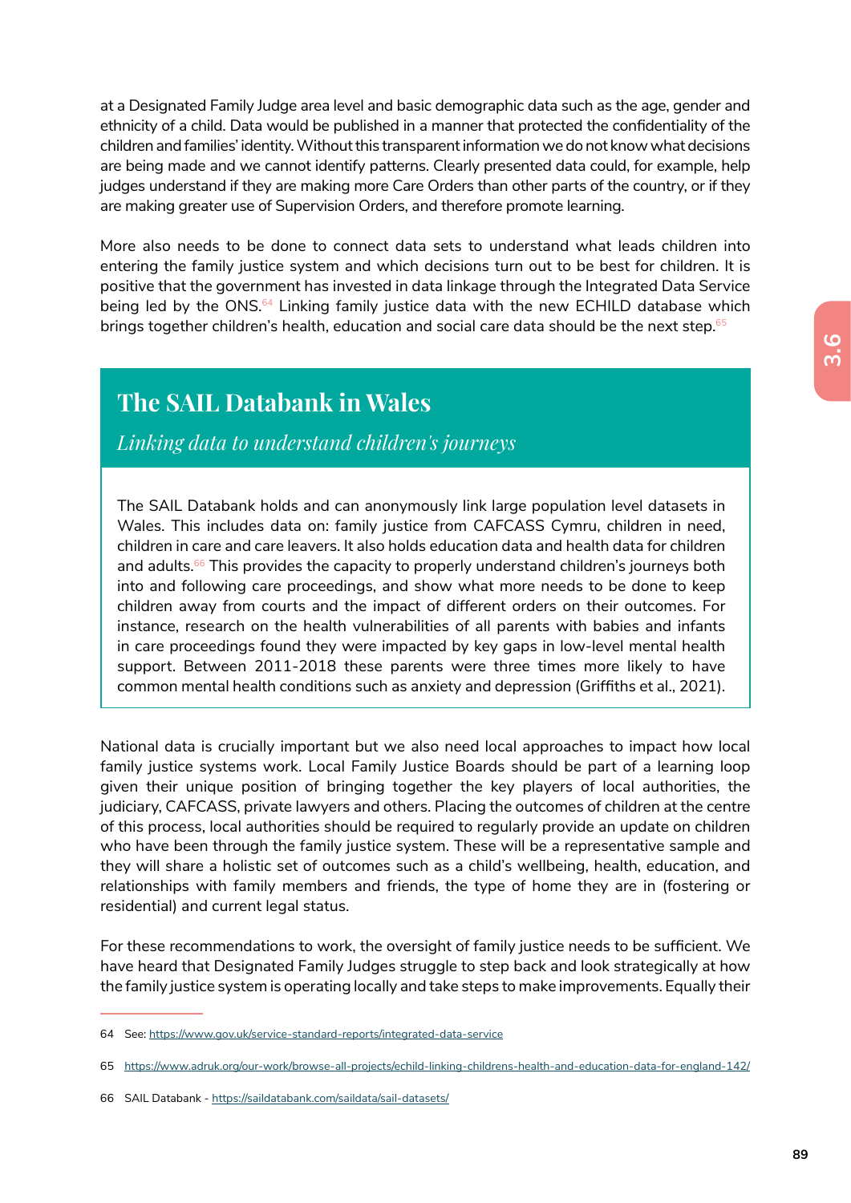at a Designated Family Judge area level and basic demographic data such as the age, gender and ethnicity of a child. Data would be published in a manner that protected the confidentiality of the children and families' identity. Without this transparent information we do not know what decisions are being made and we cannot identify patterns. Clearly presented data could, for example, help judges understand if they are making more Care Orders than other parts of the country, or if they are making greater use of Supervision Orders, and therefore promote learning.

More also needs to be done to connect data sets to understand what leads children into entering the family justice system and which decisions turn out to be best for children. It is positive that the government has invested in data linkage through the Integrated Data Service being led by the ONS.[64] Linking family justice data with the new ECHILD database which brings together children's health, education and social care data should be the next step.[65]

## The SAIL Databank in Wales

*Linking data to understand children's journeys*

The SAIL Databank holds and can anonymously link large population level datasets in Wales. This includes data on: family justice from CAFCASS Cymru, children in need, children in care and care leavers. It also holds education data and health data for children and adults.[66] This provides the capacity to properly understand children's journeys both into and following care proceedings, and show what more needs to be done to keep children away from courts and the impact of different orders on their outcomes. For instance, research on the health vulnerabilities of all parents with babies and infants in care proceedings found they were impacted by key gaps in low-level mental health support. Between 2011-2018 these parents were three times more likely to have common mental health conditions such as anxiety and depression (Griffiths et al., 2021).

National data is crucially important but we also need local approaches to impact how local family justice systems work. Local Family Justice Boards should be part of a learning loop given their unique position of bringing together the key players of local authorities, the judiciary, CAFCASS, private lawyers and others. Placing the outcomes of children at the centre of this process, local authorities should be required to regularly provide an update on children who have been through the family justice system. These will be a representative sample and they will share a holistic set of outcomes such as a child's wellbeing, health, education, and relationships with family members and friends, the type of home they are in (fostering or residential) and current legal status.

For these recommendations to work, the oversight of family justice needs to be sufficient. We have heard that Designated Family Judges struggle to step back and look strategically at how the family justice system is operating locally and take steps to make improvements. Equally their

---

64 See: https://www.gov.uk/service-standard-reports/integrated-data-service

65 https://www.adruk.org/our-work/browse-all-projects/echild-linking-childrens-health-and-education-data-for-england-142/

66 SAIL Databank - https://saildatabank.com/saildata/sail-datasets/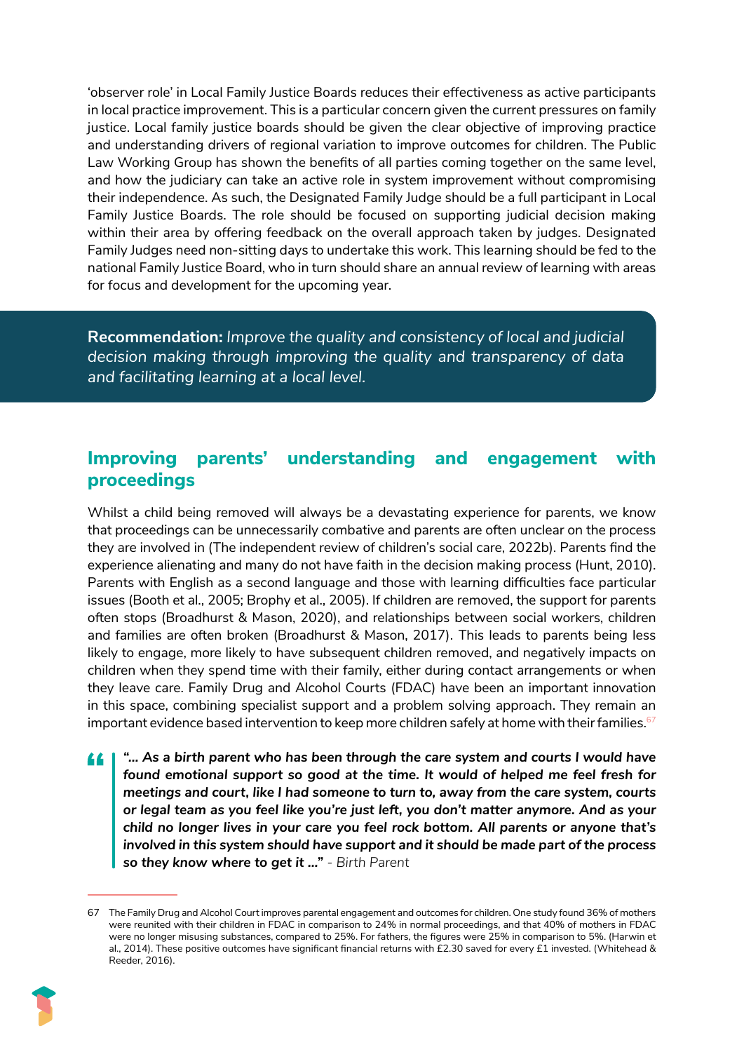'observer role' in Local Family Justice Boards reduces their effectiveness as active participants in local practice improvement. This is a particular concern given the current pressures on family justice. Local family justice boards should be given the clear objective of improving practice and understanding drivers of regional variation to improve outcomes for children. The Public Law Working Group has shown the benefits of all parties coming together on the same level, and how the judiciary can take an active role in system improvement without compromising their independence. As such, the Designated Family Judge should be a full participant in Local Family Justice Boards. The role should be focused on supporting judicial decision making within their area by offering feedback on the overall approach taken by judges. Designated Family Judges need non-sitting days to undertake this work. This learning should be fed to the national Family Justice Board, who in turn should share an annual review of learning with areas for focus and development for the upcoming year.

**Recommendation:** *Improve the quality and consistency of local and judicial decision making through improving the quality and transparency of data and facilitating learning at a local level.*

## Improving parents' understanding and engagement with proceedings

Whilst a child being removed will always be a devastating experience for parents, we know that proceedings can be unnecessarily combative and parents are often unclear on the process they are involved in (The independent review of children's social care, 2022b). Parents find the experience alienating and many do not have faith in the decision making process (Hunt, 2010). Parents with English as a second language and those with learning difficulties face particular issues (Booth et al., 2005; Brophy et al., 2005). If children are removed, the support for parents often stops (Broadhurst & Mason, 2020), and relationships between social workers, children and families are often broken (Broadhurst & Mason, 2017). This leads to parents being less likely to engage, more likely to have subsequent children removed, and negatively impacts on children when they spend time with their family, either during contact arrangements or when they leave care. Family Drug and Alcohol Courts (FDAC) have been an important innovation in this space, combining specialist support and a problem solving approach. They remain an important evidence based intervention to keep more children safely at home with their families.[67]

> ***"... As a birth parent who has been through the care system and courts I would have found emotional support so good at the time. It would of helped me feel fresh for meetings and court, like I had someone to turn to, away from the care system, courts or legal team as you feel like you're just left, you don't matter anymore. And as your child no longer lives in your care you feel rock bottom. All parents or anyone that's involved in this system should have support and it should be made part of the process so they know where to get it ..."*** - *Birth Parent*

67 The Family Drug and Alcohol Court improves parental engagement and outcomes for children. One study found 36% of mothers were reunited with their children in FDAC in comparison to 24% in normal proceedings, and that 40% of mothers in FDAC were no longer misusing substances, compared to 25%. For fathers, the figures were 25% in comparison to 5%. (Harwin et al., 2014). These positive outcomes have significant financial returns with £2.30 saved for every £1 invested. (Whitehead & Reeder, 2016).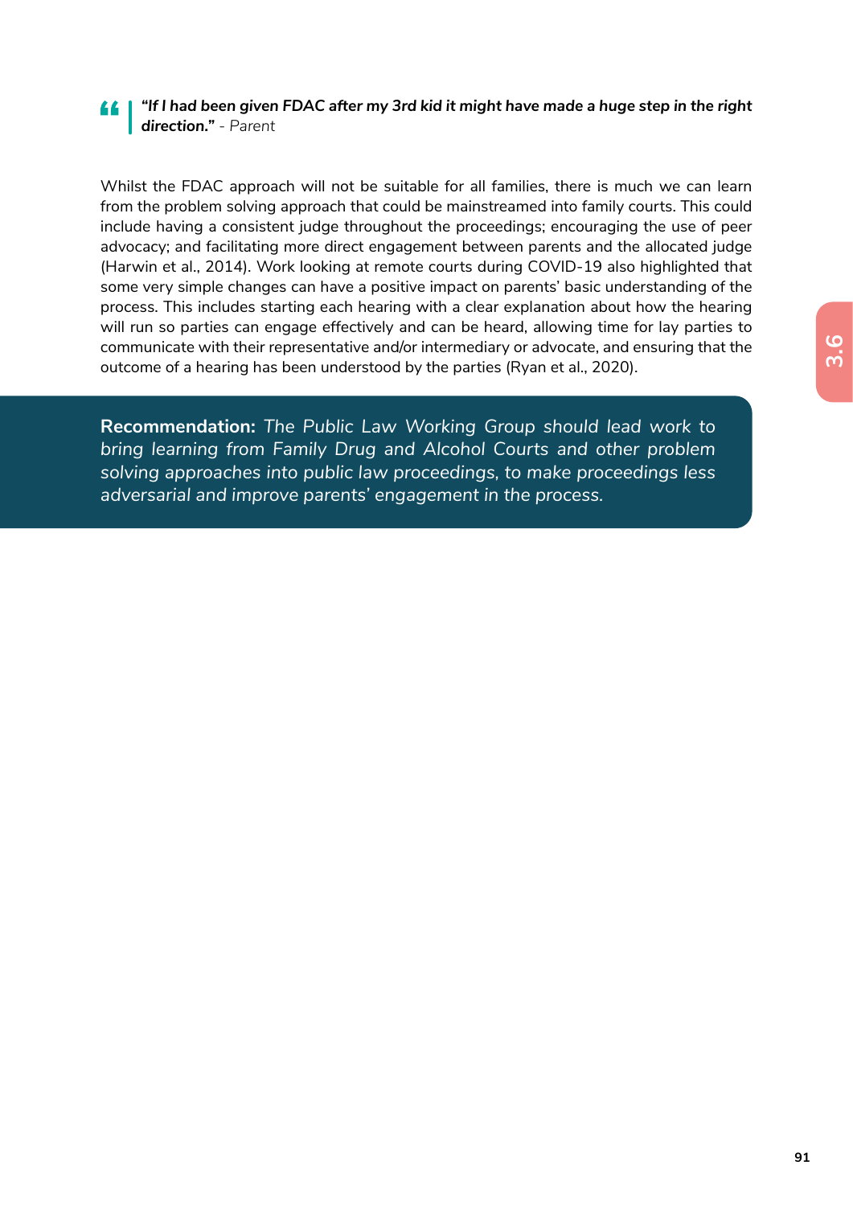> ***"If I had been given FDAC after my 3rd kid it might have made a huge step in the right direction."*** *- Parent*

Whilst the FDAC approach will not be suitable for all families, there is much we can learn from the problem solving approach that could be mainstreamed into family courts. This could include having a consistent judge throughout the proceedings; encouraging the use of peer advocacy; and facilitating more direct engagement between parents and the allocated judge (Harwin et al., 2014). Work looking at remote courts during COVID-19 also highlighted that some very simple changes can have a positive impact on parents' basic understanding of the process. This includes starting each hearing with a clear explanation about how the hearing will run so parties can engage effectively and can be heard, allowing time for lay parties to communicate with their representative and/or intermediary or advocate, and ensuring that the outcome of a hearing has been understood by the parties (Ryan et al., 2020).

**Recommendation:** *The Public Law Working Group should lead work to bring learning from Family Drug and Alcohol Courts and other problem solving approaches into public law proceedings, to make proceedings less adversarial and improve parents' engagement in the process.*